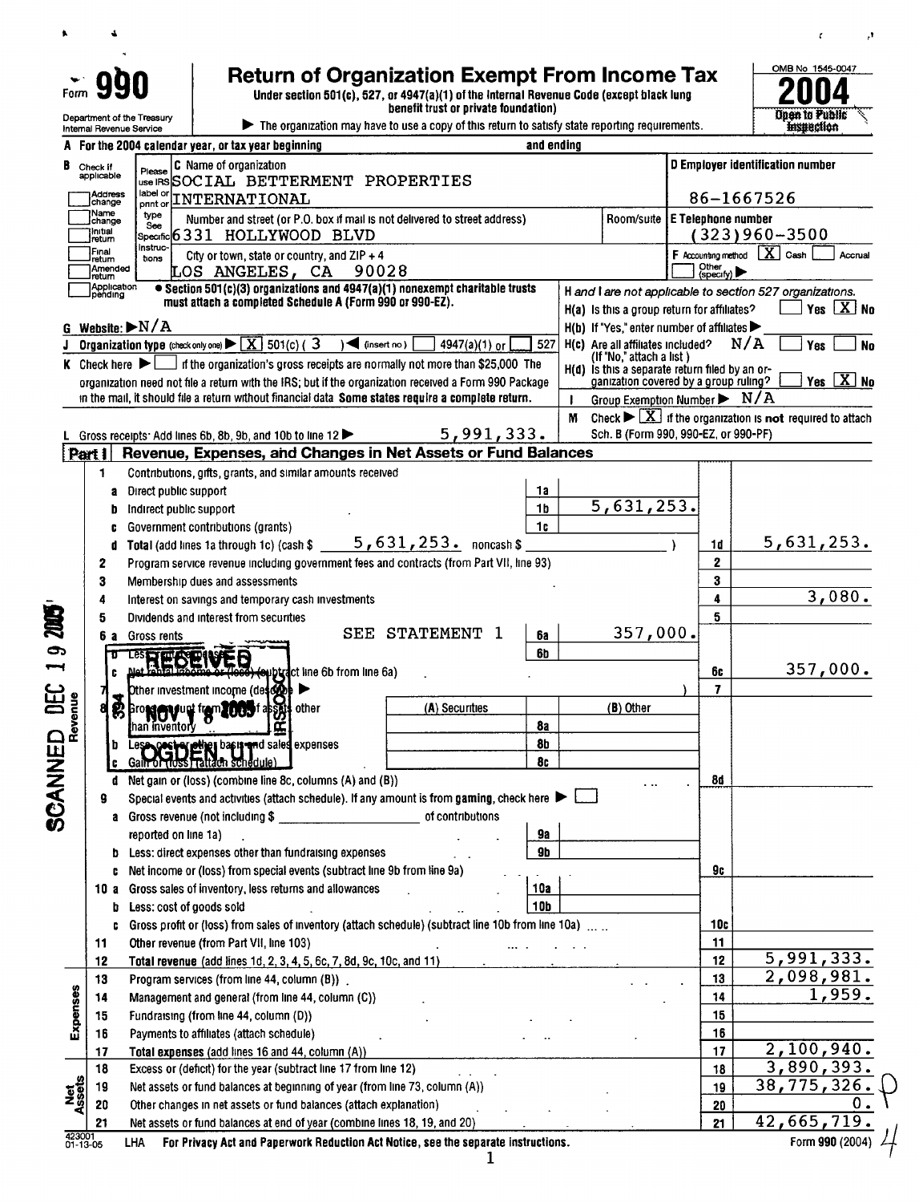# Form 990 — Return of Organization Exempt From Income Tax — 2004

Under section 501(c), 527, or 4947(a)(1) of the Internal Revenue Code (except black lung benefit trust or private foundation)

Department of the Treasury, Internal Revenue Service

▶ The organization may have to use a copy of this return to satisfy state reporting requirements.

OMB No 1545-0047 — **Open to Public Inspection**

**A** For the 2004 calendar year, or tax year beginning ______ and ending ______

**B** Check if applicable: Address change / Name change / Initial return / Final return / Amended return / Application pending

**C** Name of organization: SOCIAL BETTERMENT PROPERTIES INTERNATIONAL

Number and street (or P.O. box if mail is not delivered to street address): 6331 HOLLYWOOD BLVD

City or town, state or country, and ZIP + 4: LOS ANGELES, CA 90028

**D** Employer identification number: 86-1667526

**E** Telephone number: (323)960-3500

**F** Accounting method: [X] Cash [ ] Accrual [ ] Other (specify) ▶

● Section 501(c)(3) organizations and 4947(a)(1) nonexempt charitable trusts must attach a completed Schedule A (Form 990 or 990-EZ).

**H and I are not applicable to section 527 organizations.**

H(a) Is this a group return for affiliates? [ ] Yes [X] No

H(b) If "Yes," enter number of affiliates ▶

H(c) Are all affiliates included? N/A [ ] Yes [ ] No (If "No," attach a list)

H(d) Is this a separate return filed by an organization covered by a group ruling? [ ] Yes [X] No

**G** Website: ▶ N/A

**J** Organization type (check only one) ▶ [X] 501(c) ( 3 ) ◀ (insert no) [ ] 4947(a)(1) or [ ] 527

**I** Group Exemption Number ▶ N/A

**K** Check here ▶ [ ] if the organization's gross receipts are normally not more than $25,000. The organization need not file a return with the IRS; but if the organization received a Form 990 Package in the mail, it should file a return without financial data. Some states require a complete return.

**M** Check ▶ [X] if the organization is **not** required to attach Sch. B (Form 990, 990-EZ, or 990-PF).

**L** Gross receipts: Add lines 6b, 8b, 9b, and 10b to line 12 ▶ 5,991,333.

## Part I — Revenue, Expenses, and Changes in Net Assets or Fund Balances

| Line | Description | Ref | Amount | Line | Total |
|---|---|---|---|---|---|
| 1 | Contributions, gifts, grants, and similar amounts received | | | | |
| a | Direct public support | 1a | | | |
| b | Indirect public support | 1b | 5,631,253. | | |
| c | Government contributions (grants) | 1c | | | |
| d | Total (add lines 1a through 1c) (cash $ 5,631,253. noncash $ ______ ) | | | 1d | 5,631,253. |
| 2 | Program service revenue including government fees and contracts (from Part VII, line 93) | | | 2 | |
| 3 | Membership dues and assessments | | | 3 | |
| 4 | Interest on savings and temporary cash investments | | | 4 | 3,080. |
| 5 | Dividends and interest from securities | | | 5 | |
| 6a | Gross rents SEE STATEMENT 1 | 6a | 357,000. | | |
| b | Less: rental expenses | 6b | | | |
| c | Net rental income or (loss) (subtract line 6b from line 6a) | | | 6c | 357,000. |
| 7 | Other investment income (describe ▶ ) | | | 7 | |
| 8a | Gross amount from sales of assets other than inventory — (A) Securities / (B) Other | 8a | | | |
| b | Less: cost or other basis and sales expenses | 8b | | | |
| c | Gain or (loss) (attach schedule) | 8c | | | |
| d | Net gain or (loss) (combine line 8c, columns (A) and (B)) | | | 8d | |
| 9 | Special events and activities (attach schedule). If any amount is from gaming, check here ▶ [ ] | | | | |
| a | Gross revenue (not including $ ______ of contributions reported on line 1a) | 9a | | | |
| b | Less: direct expenses other than fundraising expenses | 9b | | | |
| c | Net income or (loss) from special events (subtract line 9b from line 9a) | | | 9c | |
| 10a | Gross sales of inventory, less returns and allowances | 10a | | | |
| b | Less: cost of goods sold | 10b | | | |
| c | Gross profit or (loss) from sales of inventory (attach schedule) (subtract line 10b from line 10a) | | | 10c | |
| 11 | Other revenue (from Part VII, line 103) | | | 11 | |
| 12 | **Total revenue** (add lines 1d, 2, 3, 4, 5, 6c, 7, 8d, 9c, 10c, and 11) | | | 12 | 5,991,333. |
| 13 | Program services (from line 44, column (B)) | | | 13 | 2,098,981. |
| 14 | Management and general (from line 44, column (C)) | | | 14 | 1,959. |
| 15 | Fundraising (from line 44, column (D)) | | | 15 | |
| 16 | Payments to affiliates (attach schedule) | | | 16 | |
| 17 | **Total expenses** (add lines 16 and 44, column (A)) | | | 17 | 2,100,940. |
| 18 | Excess or (deficit) for the year (subtract line 17 from line 12) | | | 18 | 3,890,393. |
| 19 | Net assets or fund balances at beginning of year (from line 73, column (A)) | | | 19 | 38,775,326. |
| 20 | Other changes in net assets or fund balances (attach explanation) | | | 20 | 0. |
| 21 | Net assets or fund balances at end of year (combine lines 18, 19, and 20) | | | 21 | 42,665,719. |

RECEIVED NOV 18 2005 OGDEN, UT

SCANNED DEC 19 2005

423001 01-13-05 LHA For Privacy Act and Paperwork Reduction Act Notice, see the separate instructions. Form 990 (2004)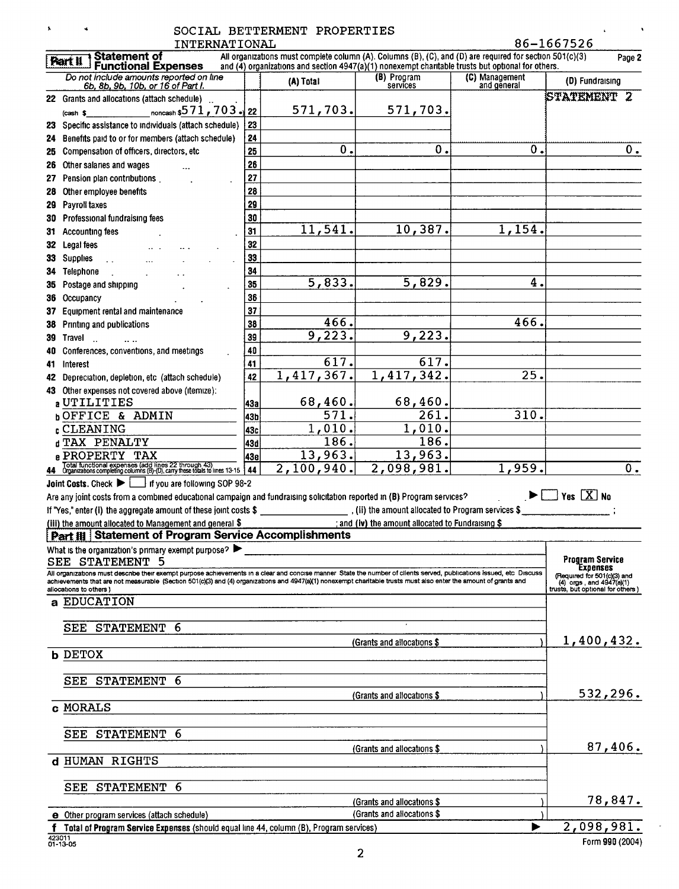SOCIAL BETTERMENT PROPERTIES INTERNATIONAL 86-1667526

## Part II Statement of Functional Expenses

All organizations must complete column (A). Columns (B), (C), and (D) are required for section 501(c)(3) and (4) organizations and section 4947(a)(1) nonexempt charitable trusts but optional for others.

| *Do not include amounts reported on line 6b, 8b, 9b, 10b, or 16 of Part I.* | | (A) Total | (B) Program services | (C) Management and general | (D) Fundraising |
|---|---|---|---|---|---|
| 22 Grants and allocations (attach schedule) (cash $ ______ noncash $571,703.) | 22 | 571,703. | 571,703. | | STATEMENT 2 |
| 23 Specific assistance to individuals (attach schedule) | 23 | | | | |
| 24 Benefits paid to or for members (attach schedule) | 24 | | | | |
| 25 Compensation of officers, directors, etc | 25 | 0. | 0. | 0. | 0. |
| 26 Other salaries and wages | 26 | | | | |
| 27 Pension plan contributions | 27 | | | | |
| 28 Other employee benefits | 28 | | | | |
| 29 Payroll taxes | 29 | | | | |
| 30 Professional fundraising fees | 30 | | | | |
| 31 Accounting fees | 31 | 11,541. | 10,387. | 1,154. | |
| 32 Legal fees | 32 | | | | |
| 33 Supplies | 33 | | | | |
| 34 Telephone | 34 | | | | |
| 35 Postage and shipping | 35 | 5,833. | 5,829. | 4. | |
| 36 Occupancy | 36 | | | | |
| 37 Equipment rental and maintenance | 37 | | | | |
| 38 Printing and publications | 38 | 466. | | 466. | |
| 39 Travel | 39 | 9,223. | 9,223. | | |
| 40 Conferences, conventions, and meetings | 40 | | | | |
| 41 Interest | 41 | 617. | 617. | | |
| 42 Depreciation, depletion, etc (attach schedule) | 42 | 1,417,367. | 1,417,342. | 25. | |
| 43 Other expenses not covered above (itemize): | | | | | |
| a UTILITIES | 43a | 68,460. | 68,460. | | |
| b OFFICE & ADMIN | 43b | 571. | 261. | 310. | |
| c CLEANING | 43c | 1,010. | 1,010. | | |
| d TAX PENALTY | 43d | 186. | 186. | | |
| e PROPERTY TAX | 43e | 13,963. | 13,963. | | |
| 44 Total functional expenses (add lines 22 through 43) Organizations completing columns (B)-(D), carry these totals to lines 13-15 | 44 | 2,100,940. | 2,098,981. | 1,959. | 0. |

**Joint Costs.** Check ▶ [ ] if you are following SOP 98-2

Are any joint costs from a combined educational campaign and fundraising solicitation reported in (B) Program services? ▶ [ ] Yes [X] No

If "Yes," enter (i) the aggregate amount of these joint costs $ ______, (ii) the amount allocated to Program services $ ______; (iii) the amount allocated to Management and general $ ______; and (iv) the amount allocated to Fundraising $ ______

## Part III Statement of Program Service Accomplishments

What is the organization's primary exempt purpose? ▶ SEE STATEMENT 5

All organizations must describe their exempt purpose achievements in a clear and concise manner State the number of clients served, publications issued, etc Discuss achievements that are not measurable (Section 501(c)(3) and (4) organizations and 4947(a)(1) nonexempt charitable trusts must also enter the amount of grants and allocations to others)

| | Program Service Expenses (Required for 501(c)(3) and (4) orgs, and 4947(a)(1) trusts, but optional for others) |
|---|---|
| a EDUCATION<br>SEE STATEMENT 6<br>(Grants and allocations $ ) | 1,400,432. |
| b DETOX<br>SEE STATEMENT 6<br>(Grants and allocations $ ) | 532,296. |
| c MORALS<br>SEE STATEMENT 6<br>(Grants and allocations $ ) | 87,406. |
| d HUMAN RIGHTS<br>SEE STATEMENT 6<br>(Grants and allocations $ ) | 78,847. |
| e Other program services (attach schedule) (Grants and allocations $ ) | |
| f Total of Program Service Expenses (should equal line 44, column (B), Program services) ▶ | 2,098,981. |

423011 01-13-05 Form 990 (2004)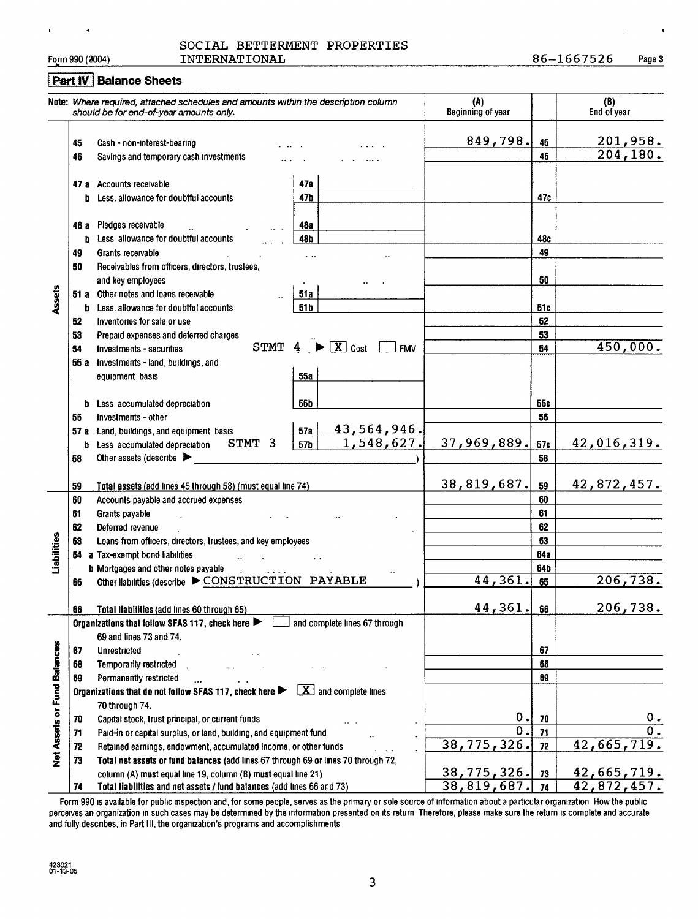SOCIAL BETTERMENT PROPERTIES INTERNATIONAL

Form 990 (2004) 86-1667526 Page 3

## Part IV Balance Sheets

| Note: *Where required, attached schedules and amounts within the description column should be for end-of-year amounts only.* | | | (A) Beginning of year | | (B) End of year |
|---|---|---|---|---|---|
| **Assets** | | | | | |
| 45 Cash - non-interest-bearing | | | 849,798. | 45 | 201,958. |
| 46 Savings and temporary cash investments | | | | 46 | 204,180. |
| 47 a Accounts receivable | 47a | | | | |
| b Less. allowance for doubtful accounts | 47b | | | 47c | |
| 48 a Pledges receivable | 48a | | | | |
| b Less allowance for doubtful accounts | 48b | | | 48c | |
| 49 Grants receivable | | | | 49 | |
| 50 Receivables from officers, directors, trustees, and key employees | | | | 50 | |
| 51 a Other notes and loans receivable | 51a | | | | |
| b Less. allowance for doubtful accounts | 51b | | | 51c | |
| 52 Inventories for sale or use | | | | 52 | |
| 53 Prepaid expenses and deferred charges | | | | 53 | |
| 54 Investments - securities STMT 4 ▶ [X] Cost [ ] FMV | | | | 54 | 450,000. |
| 55 a Investments - land, buildings, and equipment basis | 55a | | | | |
| b Less accumulated depreciation | 55b | | | 55c | |
| 56 Investments - other | | | | 56 | |
| 57 a Land, buildings, and equipment basis | 57a | 43,564,946. | | | |
| b Less accumulated depreciation STMT 3 | 57b | 1,548,627. | 37,969,889. | 57c | 42,016,319. |
| 58 Other assets (describe ▶ ) | | | | 58 | |
| 59 **Total assets** (add lines 45 through 58) (must equal line 74) | | | 38,819,687. | 59 | 42,872,457. |
| **Liabilities** | | | | | |
| 60 Accounts payable and accrued expenses | | | | 60 | |
| 61 Grants payable | | | | 61 | |
| 62 Deferred revenue | | | | 62 | |
| 63 Loans from officers, directors, trustees, and key employees | | | | 63 | |
| 64 a Tax-exempt bond liabilities | | | | 64a | |
| b Mortgages and other notes payable | | | | 64b | |
| 65 Other liabilities (describe ▶ CONSTRUCTION PAYABLE ) | | | 44,361. | 65 | 206,738. |
| 66 **Total liabilities** (add lines 60 through 65) | | | 44,361. | 66 | 206,738. |
| **Net Assets or Fund Balances** | | | | | |
| **Organizations that follow SFAS 117, check here ▶ [ ] and complete lines 67 through 69 and lines 73 and 74.** | | | | | |
| 67 Unrestricted | | | | 67 | |
| 68 Temporarily restricted | | | | 68 | |
| 69 Permanently restricted | | | | 69 | |
| **Organizations that do not follow SFAS 117, check here ▶ [X] and complete lines 70 through 74.** | | | | | |
| 70 Capital stock, trust principal, or current funds | | | 0. | 70 | 0. |
| 71 Paid-in or capital surplus, or land, building, and equipment fund | | | 0. | 71 | 0. |
| 72 Retained earnings, endowment, accumulated income, or other funds | | | 38,775,326. | 72 | 42,665,719. |
| 73 **Total net assets or fund balances** (add lines 67 through 69 or lines 70 through 72, column (A) **must** equal line 19, column (B) **must** equal line 21) | | | 38,775,326. | 73 | 42,665,719. |
| 74 **Total liabilities and net assets / fund balances** (add lines 66 and 73) | | | 38,819,687. | 74 | 42,872,457. |

Form 990 is available for public inspection and, for some people, serves as the primary or sole source of information about a particular organization How the public perceives an organization in such cases may be determined by the information presented on its return Therefore, please make sure the return is complete and accurate and fully describes, in Part III, the organization's programs and accomplishments

423021
01-13-05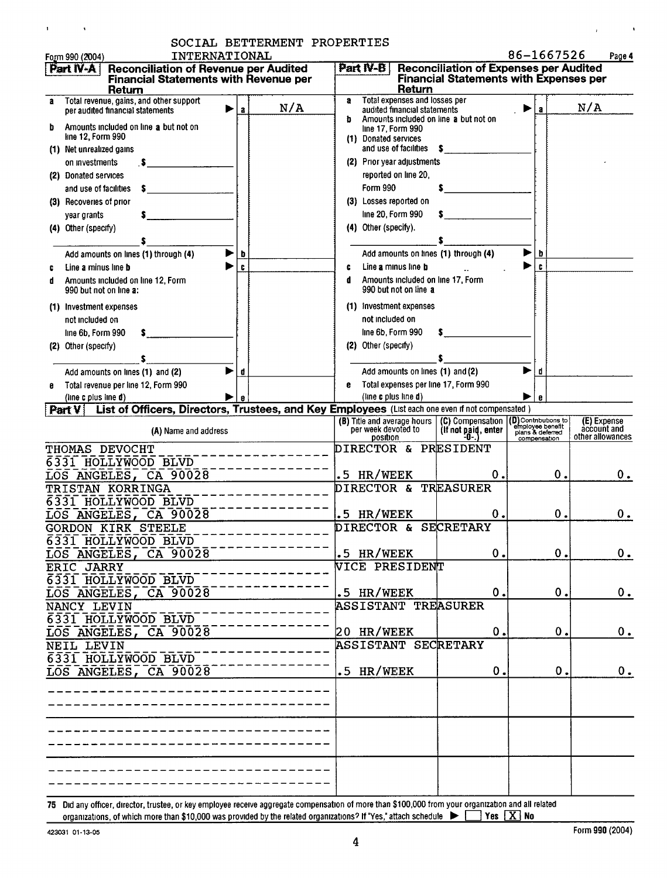Form 990 (2004) SOCIAL BETTERMENT PROPERTIES INTERNATIONAL 86-1667526 Page 4

## Part IV-A Reconciliation of Revenue per Audited Financial Statements with Revenue per Return

a Total revenue, gains, and other support per audited financial statements ▶ a N/A

b Amounts included on line a but not on line 12, Form 990

(1) Net unrealized gains on investments $

(2) Donated services and use of facilities $

(3) Recoveries of prior year grants $

(4) Other (specify) $

Add amounts on lines (1) through (4) ▶ b

c Line a minus line b ▶ c

d Amounts included on line 12, Form 990 but not on line a:

(1) Investment expenses not included on line 6b, Form 990 $

(2) Other (specify) $

Add amounts on lines (1) and (2) ▶ d

e Total revenue per line 12, Form 990 (line c plus line d) ▶ e

## Part IV-B Reconciliation of Expenses per Audited Financial Statements with Expenses per Return

a Total expenses and losses per audited financial statements ▶ a N/A

b Amounts included on line a but not on line 17, Form 990

(1) Donated services and use of facilities $

(2) Prior year adjustments reported on line 20, Form 990 $

(3) Losses reported on line 20, Form 990 $

(4) Other (specify) $

Add amounts on lines (1) through (4) ▶ b

c Line a minus line b ▶ c

d Amounts included on line 17, Form 990 but not on line a

(1) Investment expenses not included on line 6b, Form 990 $

(2) Other (specify) $

Add amounts on lines (1) and (2) ▶ d

e Total expenses per line 17, Form 990 (line c plus line d) ▶ e

## Part V List of Officers, Directors, Trustees, and Key Employees (List each one even if not compensated.)

| (A) Name and address | (B) Title and average hours per week devoted to position | (C) Compensation (If not paid, enter -0-.) | (D) Contributions to employee benefit plans & deferred compensation | (E) Expense account and other allowances |
|---|---|---|---|---|
| THOMAS DEVOCHT<br>6331 HOLLYWOOD BLVD<br>LOS ANGELES, CA 90028 | DIRECTOR & PRESIDENT<br>.5 HR/WEEK | 0. | 0. | 0. |
| TRISTAN KORRINGA<br>6331 HOLLYWOOD BLVD<br>LOS ANGELES, CA 90028 | DIRECTOR & TREASURER<br>.5 HR/WEEK | 0. | 0. | 0. |
| GORDON KIRK STEELE<br>6331 HOLLYWOOD BLVD<br>LOS ANGELES, CA 90028 | DIRECTOR & SECRETARY<br>.5 HR/WEEK | 0. | 0. | 0. |
| ERIC JARRY<br>6331 HOLLYWOOD BLVD<br>LOS ANGELES, CA 90028 | VICE PRESIDENT<br>.5 HR/WEEK | 0. | 0. | 0. |
| NANCY LEVIN<br>6331 HOLLYWOOD BLVD<br>LOS ANGELES, CA 90028 | ASSISTANT TREASURER<br>20 HR/WEEK | 0. | 0. | 0. |
| NEIL LEVIN<br>6331 HOLLYWOOD BLVD<br>LOS ANGELES, CA 90028 | ASSISTANT SECRETARY<br>.5 HR/WEEK | 0. | 0. | 0. |

75 Did any officer, director, trustee, or key employee receive aggregate compensation of more than $100,000 from your organization and all related organizations, of which more than $10,000 was provided by the related organizations? If "Yes," attach schedule ▶ [ ] Yes [X] No

423031 01-13-05 Form 990 (2004)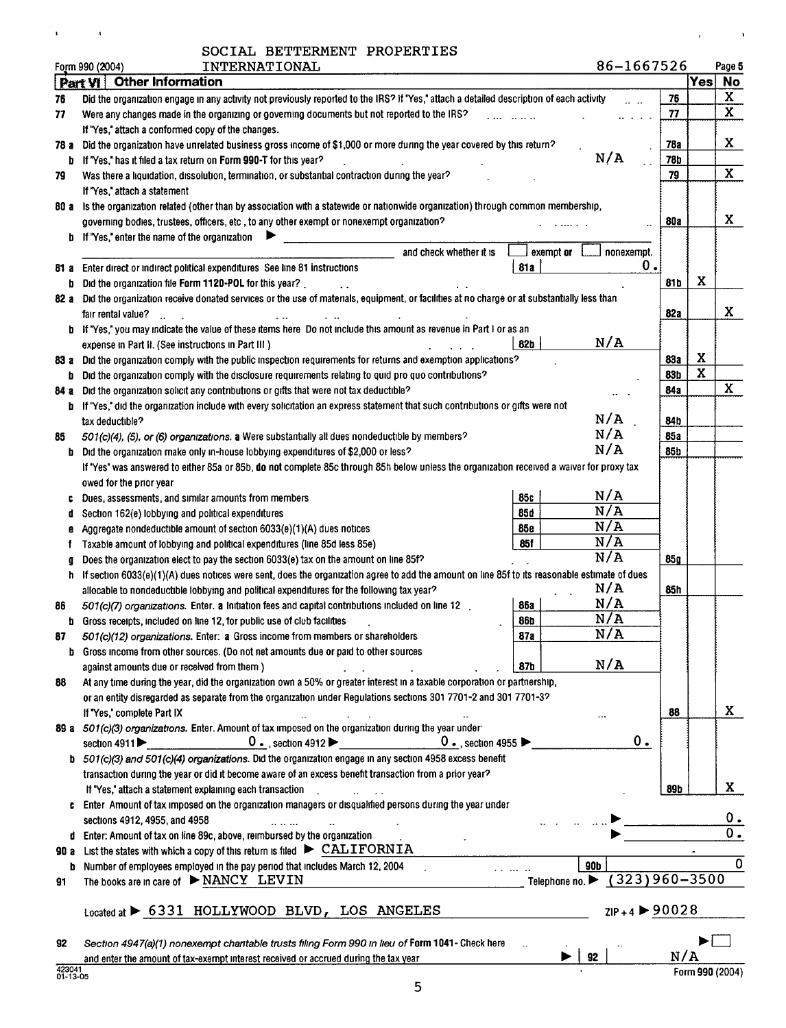SOCIAL BETTERMENT PROPERTIES

Form 990 (2004) INTERNATIONAL 86-1667526 Page 5

**Part VI Other Information**

| | | | | Yes | No |
|---|---|---|---|---|---|
| 76 | Did the organization engage in any activity not previously reported to the IRS? If "Yes," attach a detailed description of each activity | | 76 | | X |
| 77 | Were any changes made in the organizing or governing documents but not reported to the IRS? If "Yes," attach a conformed copy of the changes. | | 77 | | X |
| 78 a | Did the organization have unrelated business gross income of $1,000 or more during the year covered by this return? | | 78a | | X |
| b | If "Yes," has it filed a tax return on Form 990-T for this year? | N/A | 78b | | |
| 79 | Was there a liquidation, dissolution, termination, or substantial contraction during the year? If "Yes," attach a statement | | 79 | | X |
| 80 a | Is the organization related (other than by association with a statewide or nationwide organization) through common membership, governing bodies, trustees, officers, etc., to any other exempt or nonexempt organization? | | 80a | | X |
| b | If "Yes," enter the name of the organization ▶ ________ and check whether it is ☐ exempt or ☐ nonexempt. | | | | |
| 81 a | Enter direct or indirect political expenditures See line 81 instructions | 81a 0. | | | |
| b | Did the organization file Form 1120-POL for this year? | | 81b | X | |
| 82 a | Did the organization receive donated services or the use of materials, equipment, or facilities at no charge or at substantially less than fair rental value? | | 82a | | X |
| b | If "Yes," you may indicate the value of these items here Do not include this amount as revenue in Part I or as an expense in Part II. (See instructions in Part III) | 82b N/A | | | |
| 83 a | Did the organization comply with the public inspection requirements for returns and exemption applications? | | 83a | X | |
| b | Did the organization comply with the disclosure requirements relating to quid pro quo contributions? | | 83b | X | |
| 84 a | Did the organization solicit any contributions or gifts that were not tax deductible? | | 84a | | X |
| b | If "Yes," did the organization include with every solicitation an express statement that such contributions or gifts were not tax deductible? | N/A | 84b | | |
| 85 | *501(c)(4), (5), or (6) organizations.* **a** Were substantially all dues nondeductible by members? | N/A | 85a | | |
| b | Did the organization make only in-house lobbying expenditures of $2,000 or less? | N/A | 85b | | |
| | If "Yes" was answered to either 85a or 85b, **do not** complete 85c through 85h below unless the organization received a waiver for proxy tax owed for the prior year | | | | |
| c | Dues, assessments, and similar amounts from members | 85c N/A | | | |
| d | Section 162(e) lobbying and political expenditures | 85d N/A | | | |
| e | Aggregate nondeductible amount of section 6033(e)(1)(A) dues notices | 85e N/A | | | |
| f | Taxable amount of lobbying and political expenditures (line 85d less 85e) | 85f N/A | | | |
| g | Does the organization elect to pay the section 6033(e) tax on the amount on line 85f? | N/A | 85g | | |
| h | If section 6033(e)(1)(A) dues notices were sent, does the organization agree to add the amount on line 85f to its reasonable estimate of dues allocable to nondeductible lobbying and political expenditures for the following tax year? | N/A | 85h | | |
| 86 | *501(c)(7) organizations.* Enter. **a** Initiation fees and capital contributions included on line 12 | 86a N/A | | | |
| b | Gross receipts, included on line 12, for public use of club facilities | 86b N/A | | | |
| 87 | *501(c)(12) organizations.* Enter: **a** Gross income from members or shareholders | 87a N/A | | | |
| b | Gross income from other sources. (Do not net amounts due or paid to other sources against amounts due or received from them.) | 87b N/A | | | |
| 88 | At any time during the year, did the organization own a 50% or greater interest in a taxable corporation or partnership, or an entity disregarded as separate from the organization under Regulations sections 301 7701-2 and 301 7701-3? If "Yes," complete Part IX | | 88 | | X |
| 89 a | *501(c)(3) organizations.* Enter. Amount of tax imposed on the organization during the year under: section 4911 ▶ 0. , section 4912 ▶ 0. , section 4955 ▶ 0. | | | | |
| b | *501(c)(3) and 501(c)(4) organizations.* Did the organization engage in any section 4958 excess benefit transaction during the year or did it become aware of an excess benefit transaction from a prior year? If "Yes," attach a statement explaining each transaction | | 89b | | X |
| c | Enter Amount of tax imposed on the organization managers or disqualified persons during the year under sections 4912, 4955, and 4958 | ▶ | | | 0. |
| d | Enter: Amount of tax on line 89c, above, reimbursed by the organization | ▶ | | | 0. |
| 90 a | List the states with which a copy of this return is filed ▶ CALIFORNIA | | | | |
| b | Number of employees employed in the pay period that includes March 12, 2004 | 90b | | | 0 |
| 91 | The books are in care of ▶ NANCY LEVIN Telephone no. ▶ (323)960-3500 | | | | |
| | Located at ▶ 6331 HOLLYWOOD BLVD, LOS ANGELES ZIP + 4 ▶ 90028 | | | | |
| 92 | *Section 4947(a)(1) nonexempt charitable trusts filing Form 990 in lieu of* **Form 1041**- Check here ▶ ☐ and enter the amount of tax-exempt interest received or accrued during the tax year ▶ 92 | N/A | | | |

423041 01-13-05

Form 990 (2004)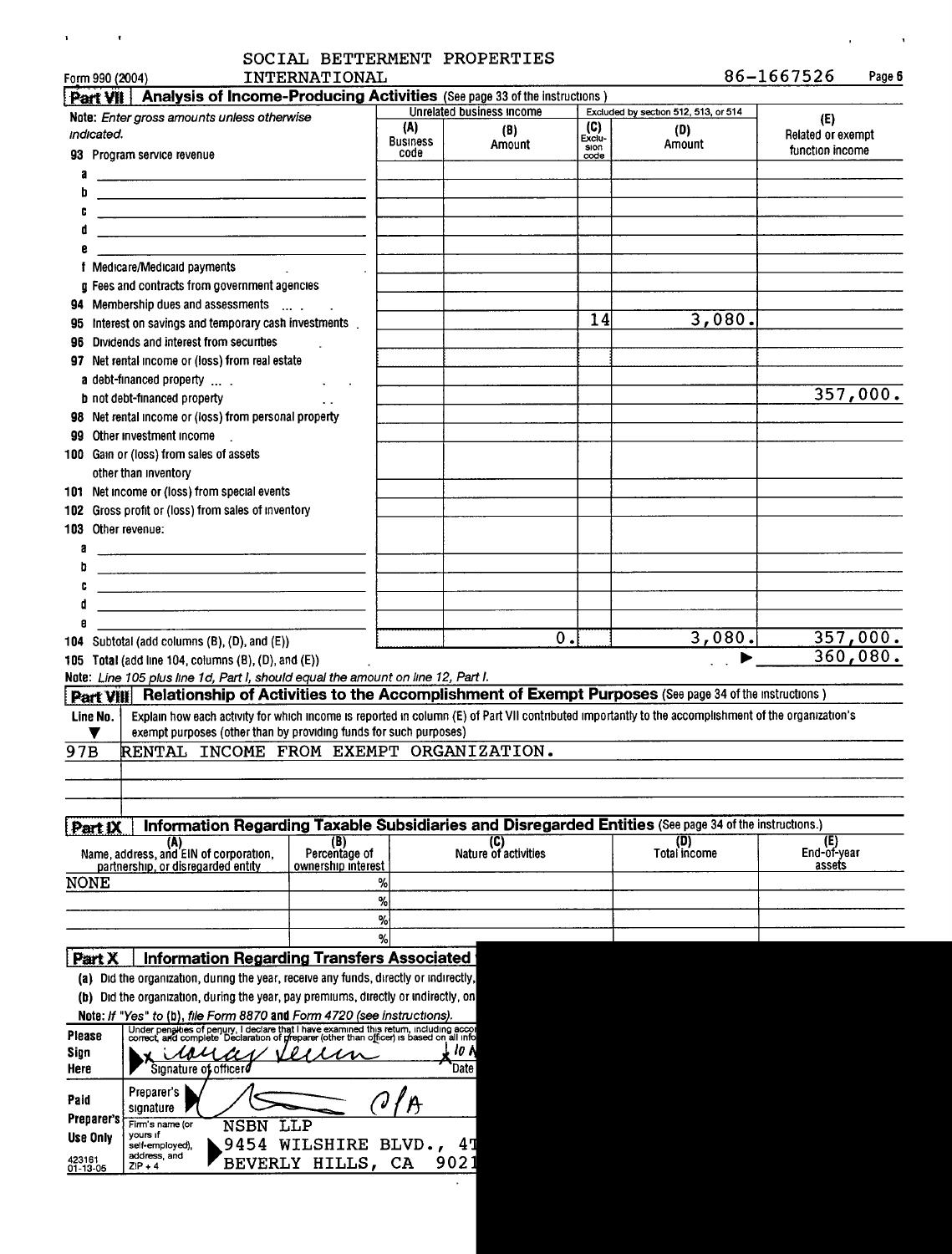SOCIAL BETTERMENT PROPERTIES INTERNATIONAL

Form 990 (2004) 86-1667526 Page 6

## Part VII Analysis of Income-Producing Activities (See page 33 of the instructions.)

| Note: Enter gross amounts unless otherwise indicated. | Unrelated business income | | Excluded by section 512, 513, or 514 | | (E) Related or exempt function income |
|---|---|---|---|---|---|
| | (A) Business code | (B) Amount | (C) Exclusion code | (D) Amount | |
| 93 Program service revenue | | | | | |
| a | | | | | |
| b | | | | | |
| c | | | | | |
| d | | | | | |
| e | | | | | |
| f Medicare/Medicaid payments | | | | | |
| g Fees and contracts from government agencies | | | | | |
| 94 Membership dues and assessments | | | | | |
| 95 Interest on savings and temporary cash investments | | | 14 | 3,080. | |
| 96 Dividends and interest from securities | | | | | |
| 97 Net rental income or (loss) from real estate | | | | | |
| a debt-financed property | | | | | |
| b not debt-financed property | | | | | 357,000. |
| 98 Net rental income or (loss) from personal property | | | | | |
| 99 Other investment income | | | | | |
| 100 Gain or (loss) from sales of assets other than inventory | | | | | |
| 101 Net income or (loss) from special events | | | | | |
| 102 Gross profit or (loss) from sales of inventory | | | | | |
| 103 Other revenue: | | | | | |
| a | | | | | |
| b | | | | | |
| c | | | | | |
| d | | | | | |
| e | | | | | |
| 104 Subtotal (add columns (B), (D), and (E)) | | 0. | | 3,080. | 357,000. |
| 105 Total (add line 104, columns (B), (D), and (E)) | | | | ▶ | 360,080. |

*Note: Line 105 plus line 1d, Part I, should equal the amount on line 12, Part I.*

## Part VIII Relationship of Activities to the Accomplishment of Exempt Purposes (See page 34 of the instructions.)

| Line No. ▼ | Explain how each activity for which income is reported in column (E) of Part VII contributed importantly to the accomplishment of the organization's exempt purposes (other than by providing funds for such purposes) |
|---|---|
| 97B | RENTAL INCOME FROM EXEMPT ORGANIZATION. |

## Part IX Information Regarding Taxable Subsidiaries and Disregarded Entities (See page 34 of the instructions.)

| (A) Name, address, and EIN of corporation, partnership, or disregarded entity | (B) Percentage of ownership interest | (C) Nature of activities | (D) Total income | (E) End-of-year assets |
|---|---|---|---|---|
| NONE | % | | | |
| | % | | | |
| | % | | | |
| | % | | | |

## Part X Information Regarding Transfers Associated

(a) Did the organization, during the year, receive any funds, directly or indirectly,

(b) Did the organization, during the year, pay premiums, directly or indirectly, on

Note: If "Yes" to (b), file Form 8870 and Form 4720 (see instructions).

**Please Sign Here**

Under penalties of perjury, I declare that I have examined this return, including acco correct, and complete Declaration of preparer (other than officer) is based on all info

Signature of officer — Date

**Paid Preparer's Use Only**

Preparer's signature

Firm's name (or yours if self-employed), address, and ZIP + 4: NSBN LLP, 9454 WILSHIRE BLVD., 4, BEVERLY HILLS, CA 902

423161 01-13-05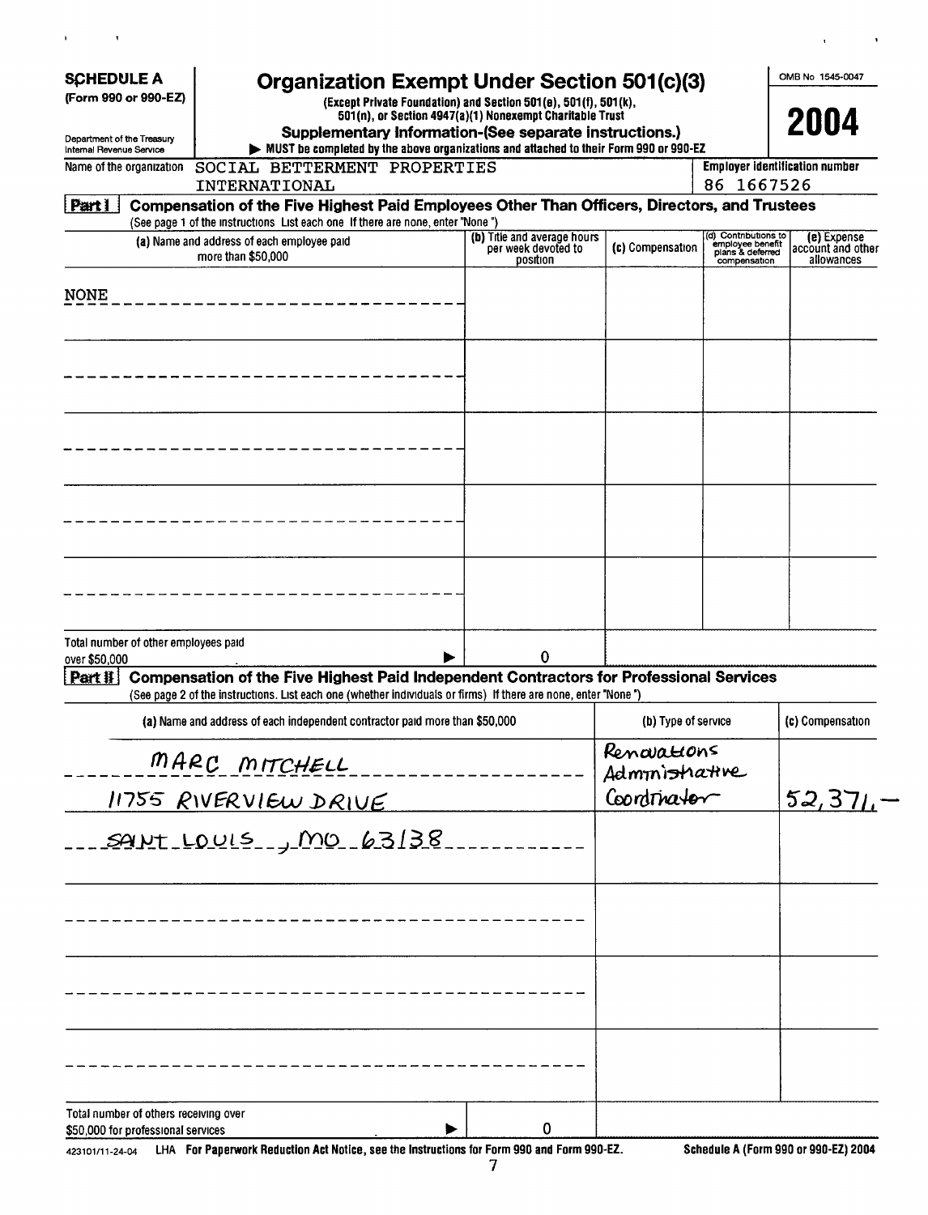**SCHEDULE A**
**(Form 990 or 990-EZ)**

Department of the Treasury
Internal Revenue Service

# Organization Exempt Under Section 501(c)(3)

**(Except Private Foundation) and Section 501(e), 501(f), 501(k), 501(n), or Section 4947(a)(1) Nonexempt Charitable Trust**

**Supplementary Information-(See separate instructions.)**

▶ **MUST be completed by the above organizations and attached to their Form 990 or 990-EZ**

OMB No 1545-0047

**2004**

Name of the organization: SOCIAL BETTERMENT PROPERTIES INTERNATIONAL

**Employer identification number**: 86 1667526

## Part I Compensation of the Five Highest Paid Employees Other Than Officers, Directors, and Trustees

(See page 1 of the instructions List each one If there are none, enter "None")

| (a) Name and address of each employee paid more than \$50,000 | (b) Title and average hours per week devoted to position | (c) Compensation | (d) Contributions to employee benefit plans & deferred compensation | (e) Expense account and other allowances |
|---|---|---|---|---|
| NONE | | | | |
| | | | | |
| | | | | |
| | | | | |
| | | | | |
| Total number of other employees paid over \$50,000 ▶ | 0 | | | |

## Part II Compensation of the Five Highest Paid Independent Contractors for Professional Services

(See page 2 of the instructions. List each one (whether individuals or firms) If there are none, enter "None")

| (a) Name and address of each independent contractor paid more than \$50,000 | (b) Type of service | (c) Compensation |
|---|---|---|
| MARC MITCHELL<br>11755 RIVERVIEW DRIVE<br>SAINT LOUIS, MO 63138 | Renovations Administrative Coordinator | 52,371.- |
| | | |
| | | |
| | | |
| | | |
| Total number of others receiving over \$50,000 for professional services ▶ 0 | | |

423101/11-24-04 LHA **For Paperwork Reduction Act Notice, see the Instructions for Form 990 and Form 990-EZ.** **Schedule A (Form 990 or 990-EZ) 2004**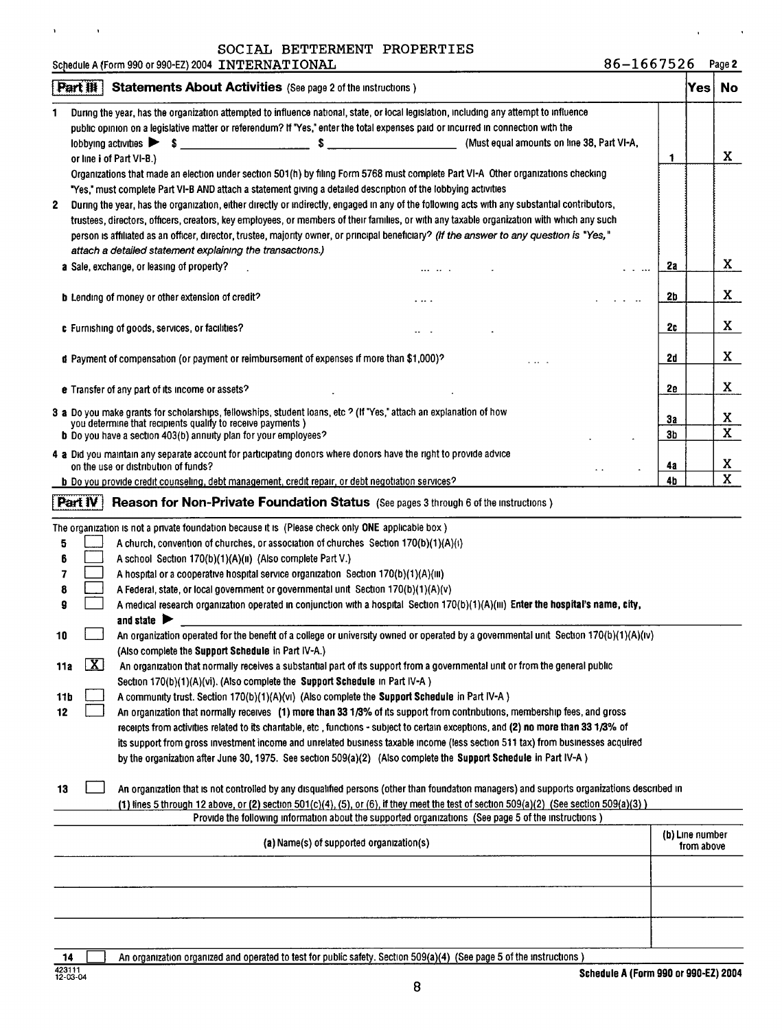SOCIAL BETTERMENT PROPERTIES

Schedule A (Form 990 or 990-EZ) 2004 INTERNATIONAL 86-1667526 Page 2

## Part III Statements About Activities (See page 2 of the instructions )

| | | | Yes | No |
|---|---|---|---|---|
| 1 | During the year, has the organization attempted to influence national, state, or local legislation, including any attempt to influence public opinion on a legislative matter or referendum? If "Yes," enter the total expenses paid or incurred in connection with the lobbying activities ▶ $ ______ $ ______ (Must equal amounts on line 38, Part VI-A, or line i of Part VI-B.) | 1 | | X |
| | Organizations that made an election under section 501(h) by filing Form 5768 must complete Part VI-A Other organizations checking "Yes," must complete Part VI-B AND attach a statement giving a detailed description of the lobbying activities | | | |
| 2 | During the year, has the organization, either directly or indirectly, engaged in any of the following acts with any substantial contributors, trustees, directors, officers, creators, key employees, or members of their families, or with any taxable organization with which any such person is affiliated as an officer, director, trustee, majority owner, or principal beneficiary? *(If the answer to any question is "Yes," attach a detailed statement explaining the transactions.)* | | | |
| | a Sale, exchange, or leasing of property? | 2a | | X |
| | b Lending of money or other extension of credit? | 2b | | X |
| | c Furnishing of goods, services, or facilities? | 2c | | X |
| | d Payment of compensation (or payment or reimbursement of expenses if more than $1,000)? | 2d | | X |
| | e Transfer of any part of its income or assets? | 2e | | X |
| 3 | a Do you make grants for scholarships, fellowships, student loans, etc ? (If "Yes," attach an explanation of how you determine that recipients qualify to receive payments ) | 3a | | X |
| | b Do you have a section 403(b) annuity plan for your employees? | 3b | | X |
| 4 | a Did you maintain any separate account for participating donors where donors have the right to provide advice on the use or distribution of funds? | 4a | | X |
| | b Do you provide credit counseling, debt management, credit repair, or debt negotiation services? | 4b | | X |

## Part IV Reason for Non-Private Foundation Status (See pages 3 through 6 of the instructions )

The organization is not a private foundation because it is (Please check only **ONE** applicable box )

- 5 ☐ A church, convention of churches, or association of churches Section 170(b)(1)(A)(i)
- 6 ☐ A school Section 170(b)(1)(A)(ii) (Also complete Part V.)
- 7 ☐ A hospital or a cooperative hospital service organization Section 170(b)(1)(A)(iii)
- 8 ☐ A Federal, state, or local government or governmental unit Section 170(b)(1)(A)(v)
- 9 ☐ A medical research organization operated in conjunction with a hospital Section 170(b)(1)(A)(iii) **Enter the hospital's name, city, and state** ▶
- 10 ☐ An organization operated for the benefit of a college or university owned or operated by a governmental unit Section 170(b)(1)(A)(iv) (Also complete the **Support Schedule** in Part IV-A.)
- 11a ☒ An organization that normally receives a substantial part of its support from a governmental unit or from the general public Section 170(b)(1)(A)(vi). (Also complete the **Support Schedule** in Part IV-A )
- 11b ☐ A community trust. Section 170(b)(1)(A)(vi) (Also complete the **Support Schedule** in Part IV-A )
- 12 ☐ An organization that normally receives **(1) more than 33 1/3%** of its support from contributions, membership fees, and gross receipts from activities related to its charitable, etc , functions - subject to certain exceptions, and **(2) no more than 33 1/3%** of its support from gross investment income and unrelated business taxable income (less section 511 tax) from businesses acquired by the organization after June 30, 1975. See section 509(a)(2) (Also complete the **Support Schedule** in Part IV-A )
- 13 ☐ An organization that is not controlled by any disqualified persons (other than foundation managers) and supports organizations described in (1) lines 5 through 12 above, or (2) section 501(c)(4), (5), or (6), if they meet the test of section 509(a)(2) (See section 509(a)(3) )

Provide the following information about the supported organizations (See page 5 of the instructions )

| (a) Name(s) of supported organization(s) | (b) Line number from above |
|---|---|
| | |
| | |
| | |

- 14 ☐ An organization organized and operated to test for public safety. Section 509(a)(4) (See page 5 of the instructions )

423111 12-03-04

**Schedule A (Form 990 or 990-EZ) 2004**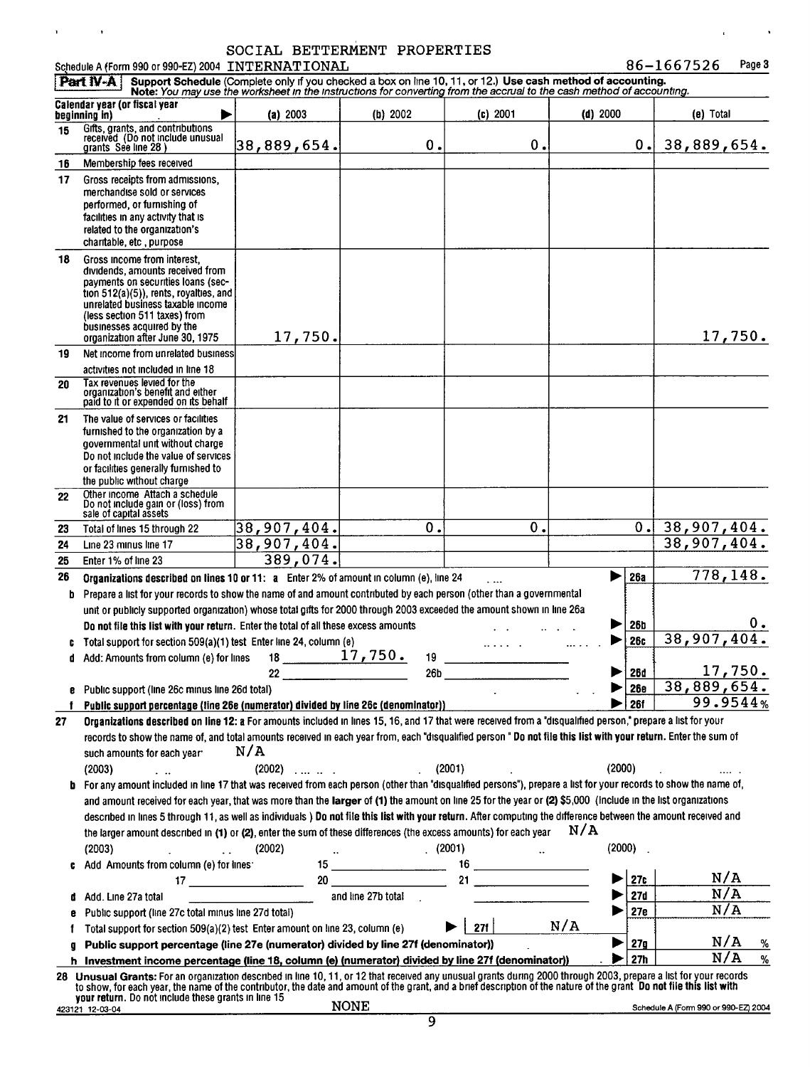SOCIAL BETTERMENT PROPERTIES

Schedule A (Form 990 or 990-EZ) 2004 INTERNATIONAL 86-1667526 Page 3

**Part IV-A** **Support Schedule** (Complete only if you checked a box on line 10, 11, or 12.) **Use cash method of accounting.**
**Note:** *You may use the worksheet in the instructions for converting from the accrual to the cash method of accounting.*

| Calendar year (or fiscal year beginning in) | (a) 2003 | (b) 2002 | (c) 2001 | (d) 2000 | (e) Total |
|---|---|---|---|---|---|
| 15 Gifts, grants, and contributions received (Do not include unusual grants See line 28 ) | 38,889,654. | 0. | 0. | 0. | 38,889,654. |
| 16 Membership fees received | | | | | |
| 17 Gross receipts from admissions, merchandise sold or services performed, or furnishing of facilities in any activity that is related to the organization's charitable, etc , purpose | | | | | |
| 18 Gross income from interest, dividends, amounts received from payments on securities loans (section 512(a)(5)), rents, royalties, and unrelated business taxable income (less section 511 taxes) from businesses acquired by the organization after June 30, 1975 | 17,750. | | | | 17,750. |
| 19 Net income from unrelated business activities not included in line 18 | | | | | |
| 20 Tax revenues levied for the organization's benefit and either paid to it or expended on its behalf | | | | | |
| 21 The value of services or facilities furnished to the organization by a governmental unit without charge Do not include the value of services or facilities generally furnished to the public without charge | | | | | |
| 22 Other income Attach a schedule Do not include gain or (loss) from sale of capital assets | | | | | |
| 23 Total of lines 15 through 22 | 38,907,404. | 0. | 0. | 0. | 38,907,404. |
| 24 Line 23 minus line 17 | 38,907,404. | | | | 38,907,404. |
| 25 Enter 1% of line 23 | 389,074. | | | | |

**26 Organizations described on lines 10 or 11: a** Enter 2% of amount in column (e), line 24 ▶ **26a** 778,148.

**b** Prepare a list for your records to show the name of and amount contributed by each person (other than a governmental unit or publicly supported organization) whose total gifts for 2000 through 2003 exceeded the amount shown in line 26a **Do not file this list with your return.** Enter the total of all these excess amounts ▶ **26b** 0.

**c** Total support for section 509(a)(1) test Enter line 24, column (e) ▶ **26c** 38,907,404.

**d** Add: Amounts from column (e) for lines 18 17,750. 19 ______ 22 ______ 26b ______ ▶ **26d** 17,750.

**e** Public support (line 26c minus line 26d total) ▶ **26e** 38,889,654.

**f Public support percentage (line 26e (numerator) divided by line 26c (denominator))** ▶ **26f** 99.9544%

**27 Organizations described on line 12: a** For amounts included in lines 15, 16, and 17 that were received from a "disqualified person," prepare a list for your records to show the name of, and total amounts received in each year from, each "disqualified person " **Do not file this list with your return.** Enter the sum of such amounts for each year: N/A

(2003) ______ (2002) ______ (2001) ______ (2000) ______

**b** For any amount included in line 17 that was received from each person (other than "disqualified persons"), prepare a list for your records to show the name of, and amount received for each year, that was more than the **larger** of **(1)** the amount on line 25 for the year or **(2)** $5,000 (Include in the list organizations described in lines 5 through 11, as well as individuals ) **Do not file this list with your return.** After computing the difference between the amount received and the larger amount described in **(1)** or **(2)**, enter the sum of these differences (the excess amounts) for each year N/A

(2003) ______ (2002) ______ (2001) ______ (2000) ______

**c** Add Amounts from column (e) for lines: 15 ______ 16 ______ 17 ______ 20 ______ 21 ______ ▶ **27c** N/A

**d** Add. Line 27a total ______ and line 27b total ______ ▶ **27d** N/A

**e** Public support (line 27c total minus line 27d total) ▶ **27e** N/A

**f** Total support for section 509(a)(2) test Enter amount on line 23, column (e) ▶ **27f** N/A

**g Public support percentage (line 27e (numerator) divided by line 27f (denominator))** ▶ **27g** N/A %

**h Investment income percentage (line 18, column (e) (numerator) divided by line 27f (denominator))** ▶ **27h** N/A %

**28 Unusual Grants:** For an organization described in line 10, 11, or 12 that received any unusual grants during 2000 through 2003, prepare a list for your records to show, for each year, the name of the contributor, the date and amount of the grant, and a brief description of the nature of the grant **Do not file this list with your return.** Do not include these grants in line 15

NONE

423121 12-03-04 Schedule A (Form 990 or 990-EZ) 2004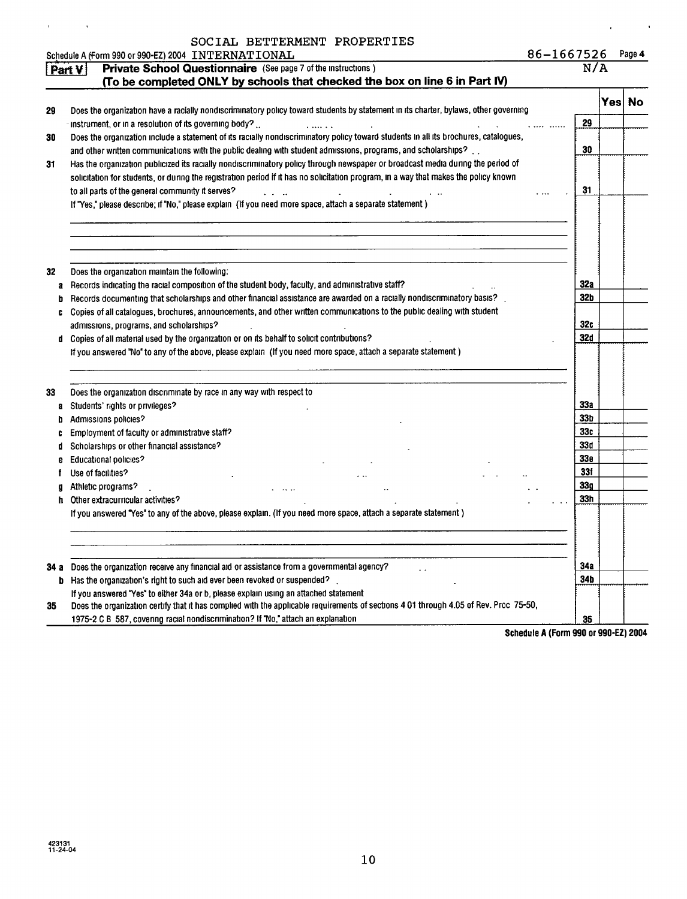SOCIAL BETTERMENT PROPERTIES

Schedule A (Form 990 or 990-EZ) 2004 INTERNATIONAL 86-1667526 Page 4

## Part V Private School Questionnaire (See page 7 of the instructions)

**(To be completed ONLY by schools that checked the box on line 6 in Part IV)** N/A

| | | | Yes | No |
|---|---|---|---|---|
| 29 | Does the organization have a racially nondiscriminatory policy toward students by statement in its charter, bylaws, other governing instrument, or in a resolution of its governing body? | 29 | | |
| 30 | Does the organization include a statement of its racially nondiscriminatory policy toward students in all its brochures, catalogues, and other written communications with the public dealing with student admissions, programs, and scholarships? | 30 | | |
| 31 | Has the organization publicized its racially nondiscriminatory policy through newspaper or broadcast media during the period of solicitation for students, or during the registration period if it has no solicitation program, in a way that makes the policy known to all parts of the general community it serves? | 31 | | |
| | If "Yes," please describe; if "No," please explain (If you need more space, attach a separate statement) | | | |
| 32 | Does the organization maintain the following: | | | |
| a | Records indicating the racial composition of the student body, faculty, and administrative staff? | 32a | | |
| b | Records documenting that scholarships and other financial assistance are awarded on a racially nondiscriminatory basis? | 32b | | |
| c | Copies of all catalogues, brochures, announcements, and other written communications to the public dealing with student admissions, programs, and scholarships? | 32c | | |
| d | Copies of all material used by the organization or on its behalf to solicit contributions? | 32d | | |
| | If you answered "No" to any of the above, please explain (If you need more space, attach a separate statement) | | | |
| 33 | Does the organization discriminate by race in any way with respect to | | | |
| a | Students' rights or privileges? | 33a | | |
| b | Admissions policies? | 33b | | |
| c | Employment of faculty or administrative staff? | 33c | | |
| d | Scholarships or other financial assistance? | 33d | | |
| e | Educational policies? | 33e | | |
| f | Use of facilities? | 33f | | |
| g | Athletic programs? | 33g | | |
| h | Other extracurricular activities? | 33h | | |
| | If you answered "Yes" to any of the above, please explain. (If you need more space, attach a separate statement) | | | |
| 34 a | Does the organization receive any financial aid or assistance from a governmental agency? | 34a | | |
| b | Has the organization's right to such aid ever been revoked or suspended? | 34b | | |
| | If you answered "Yes" to either 34a or b, please explain using an attached statement | | | |
| 35 | Does the organization certify that it has complied with the applicable requirements of sections 4 01 through 4.05 of Rev. Proc 75-50, 1975-2 C B 587, covering racial nondiscrimination? If "No," attach an explanation | 35 | | |

Schedule A (Form 990 or 990-EZ) 2004

423131
11-24-04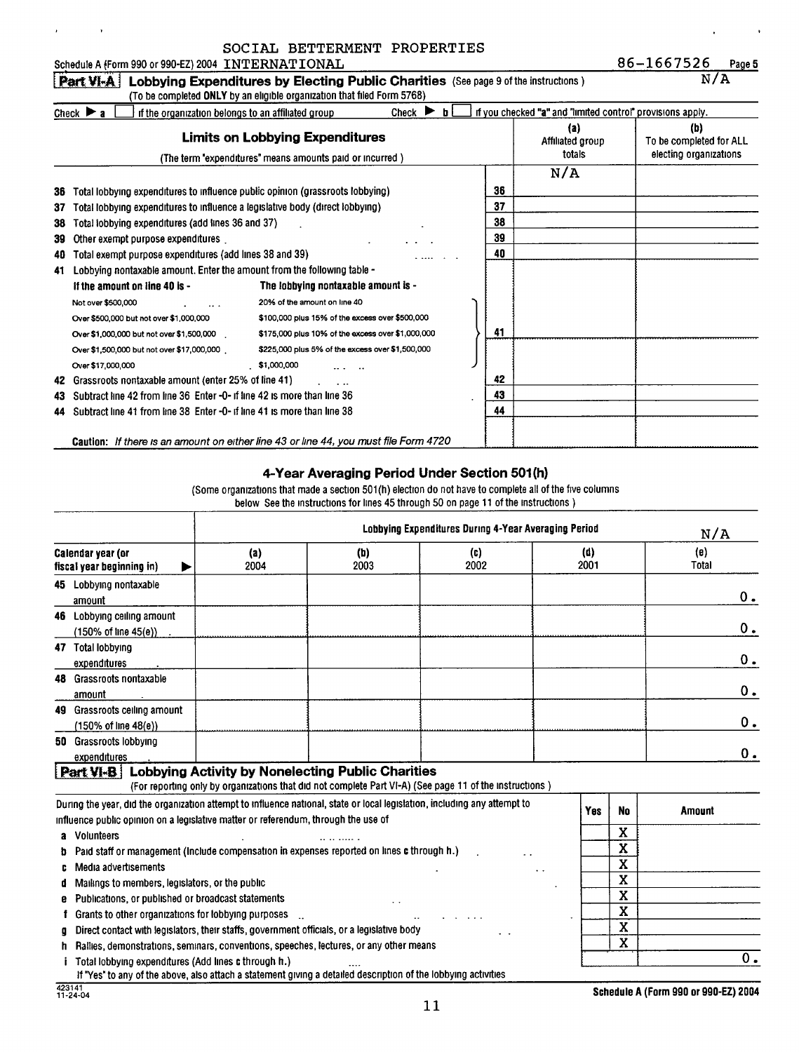SOCIAL BETTERMENT PROPERTIES

Schedule A (Form 990 or 990-EZ) 2004 INTERNATIONAL 86-1667526 Page 5

## Part VI-A Lobbying Expenditures by Electing Public Charities (See page 9 of the instructions.) N/A

(To be completed **ONLY** by an eligible organization that filed Form 5768)

Check ▶ a ☐ if the organization belongs to an affiliated group Check ▶ b ☐ if you checked "a" and "limited control" provisions apply.

| **Limits on Lobbying Expenditures** (The term "expenditures" means amounts paid or incurred.) | | (a) Affiliated group totals | (b) To be completed for ALL electing organizations |
|---|---|---|---|
| | | N/A | |
| 36 Total lobbying expenditures to influence public opinion (grassroots lobbying) | 36 | | |
| 37 Total lobbying expenditures to influence a legislative body (direct lobbying) | 37 | | |
| 38 Total lobbying expenditures (add lines 36 and 37) | 38 | | |
| 39 Other exempt purpose expenditures | 39 | | |
| 40 Total exempt purpose expenditures (add lines 38 and 39) | 40 | | |
| 41 Lobbying nontaxable amount. Enter the amount from the following table - If the amount on line 40 is - The lobbying nontaxable amount is - Not over \$500,000: 20% of the amount on line 40; Over \$500,000 but not over \$1,000,000: \$100,000 plus 15% of the excess over \$500,000; Over \$1,000,000 but not over \$1,500,000: \$175,000 plus 10% of the excess over \$1,000,000; Over \$1,500,000 but not over \$17,000,000: \$225,000 plus 5% of the excess over \$1,500,000; Over \$17,000,000: \$1,000,000 | 41 | | |
| 42 Grassroots nontaxable amount (enter 25% of line 41) | 42 | | |
| 43 Subtract line 42 from line 36. Enter -0- if line 42 is more than line 36 | 43 | | |
| 44 Subtract line 41 from line 38. Enter -0- if line 41 is more than line 38 | 44 | | |

**Caution:** *If there is an amount on either line 43 or line 44, you must file Form 4720*

### 4-Year Averaging Period Under Section 501(h)

(Some organizations that made a section 501(h) election do not have to complete all of the five columns below. See the instructions for lines 45 through 50 on page 11 of the instructions.)

| | Lobbying Expenditures During 4-Year Averaging Period | | | | N/A |
|---|---|---|---|---|---|
| Calendar year (or fiscal year beginning in) ▶ | (a) 2004 | (b) 2003 | (c) 2002 | (d) 2001 | (e) Total |
| 45 Lobbying nontaxable amount | | | | | 0. |
| 46 Lobbying ceiling amount (150% of line 45(e)) | | | | | 0. |
| 47 Total lobbying expenditures | | | | | 0. |
| 48 Grassroots nontaxable amount | | | | | 0. |
| 49 Grassroots ceiling amount (150% of line 48(e)) | | | | | 0. |
| 50 Grassroots lobbying expenditures | | | | | 0. |

## Part VI-B Lobbying Activity by Nonelecting Public Charities

(For reporting only by organizations that did not complete Part VI-A) (See page 11 of the instructions.)

| During the year, did the organization attempt to influence national, state or local legislation, including any attempt to influence public opinion on a legislative matter or referendum, through the use of | Yes | No | Amount |
|---|---|---|---|
| a Volunteers | | X | |
| b Paid staff or management (Include compensation in expenses reported on lines c through h.) | | X | |
| c Media advertisements | | X | |
| d Mailings to members, legislators, or the public | | X | |
| e Publications, or published or broadcast statements | | X | |
| f Grants to other organizations for lobbying purposes | | X | |
| g Direct contact with legislators, their staffs, government officials, or a legislative body | | X | |
| h Rallies, demonstrations, seminars, conventions, speeches, lectures, or any other means | | X | |
| i Total lobbying expenditures (Add lines c through h.) | | | 0. |

If "Yes" to any of the above, also attach a statement giving a detailed description of the lobbying activities

423141 11-24-04

Schedule A (Form 990 or 990-EZ) 2004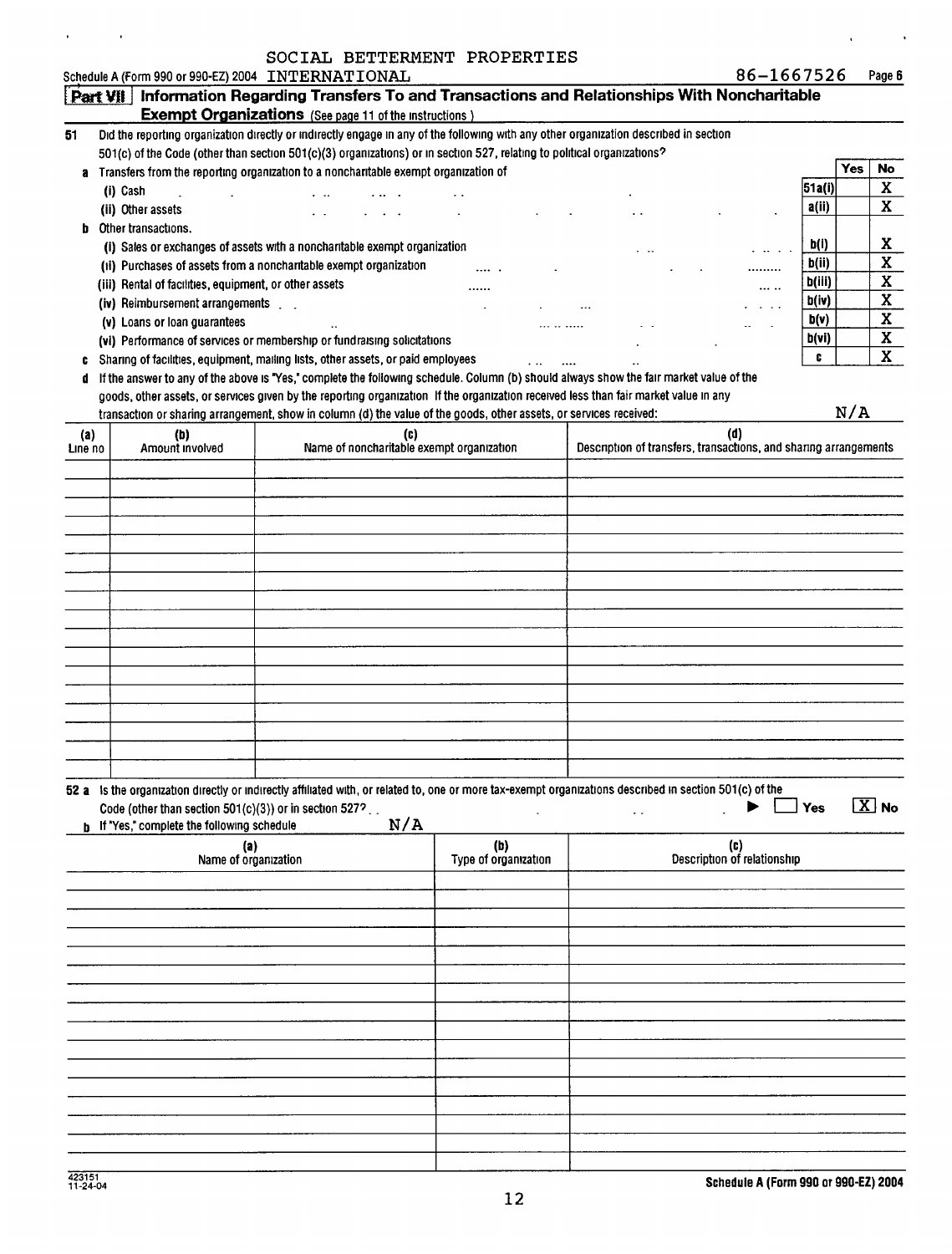SOCIAL BETTERMENT PROPERTIES

Schedule A (Form 990 or 990-EZ) 2004 INTERNATIONAL 86-1667526 Page 6

## Part VII Information Regarding Transfers To and Transactions and Relationships With Noncharitable Exempt Organizations (See page 11 of the instructions )

**51** Did the reporting organization directly or indirectly engage in any of the following with any other organization described in section 501(c) of the Code (other than section 501(c)(3) organizations) or in section 527, relating to political organizations?

| | | Yes | No |
|---|---|---|---|
| **a** Transfers from the reporting organization to a noncharitable exempt organization of | | | |
| (i) Cash | 51a(i) | | X |
| (ii) Other assets | a(ii) | | X |
| **b** Other transactions. | | | |
| (i) Sales or exchanges of assets with a noncharitable exempt organization | b(i) | | X |
| (ii) Purchases of assets from a noncharitable exempt organization | b(ii) | | X |
| (iii) Rental of facilities, equipment, or other assets | b(iii) | | X |
| (iv) Reimbursement arrangements | b(iv) | | X |
| (v) Loans or loan guarantees | b(v) | | X |
| (vi) Performance of services or membership or fundraising solicitations | b(vi) | | X |
| **c** Sharing of facilities, equipment, mailing lists, other assets, or paid employees | c | | X |

**d** If the answer to any of the above is "Yes," complete the following schedule. Column (b) should always show the fair market value of the goods, other assets, or services given by the reporting organization If the organization received less than fair market value in any transaction or sharing arrangement, show in column (d) the value of the goods, other assets, or services received: N/A

| (a) Line no | (b) Amount involved | (c) Name of noncharitable exempt organization | (d) Description of transfers, transactions, and sharing arrangements |
|---|---|---|---|
| | | | |

**52 a** Is the organization directly or indirectly affiliated with, or related to, one or more tax-exempt organizations described in section 501(c) of the Code (other than section 501(c)(3)) or in section 527? ▶ [ ] Yes [X] No

**b** If "Yes," complete the following schedule N/A

| (a) Name of organization | (b) Type of organization | (c) Description of relationship |
|---|---|---|
| | | |

423151
11-24-04

Schedule A (Form 990 or 990-EZ) 2004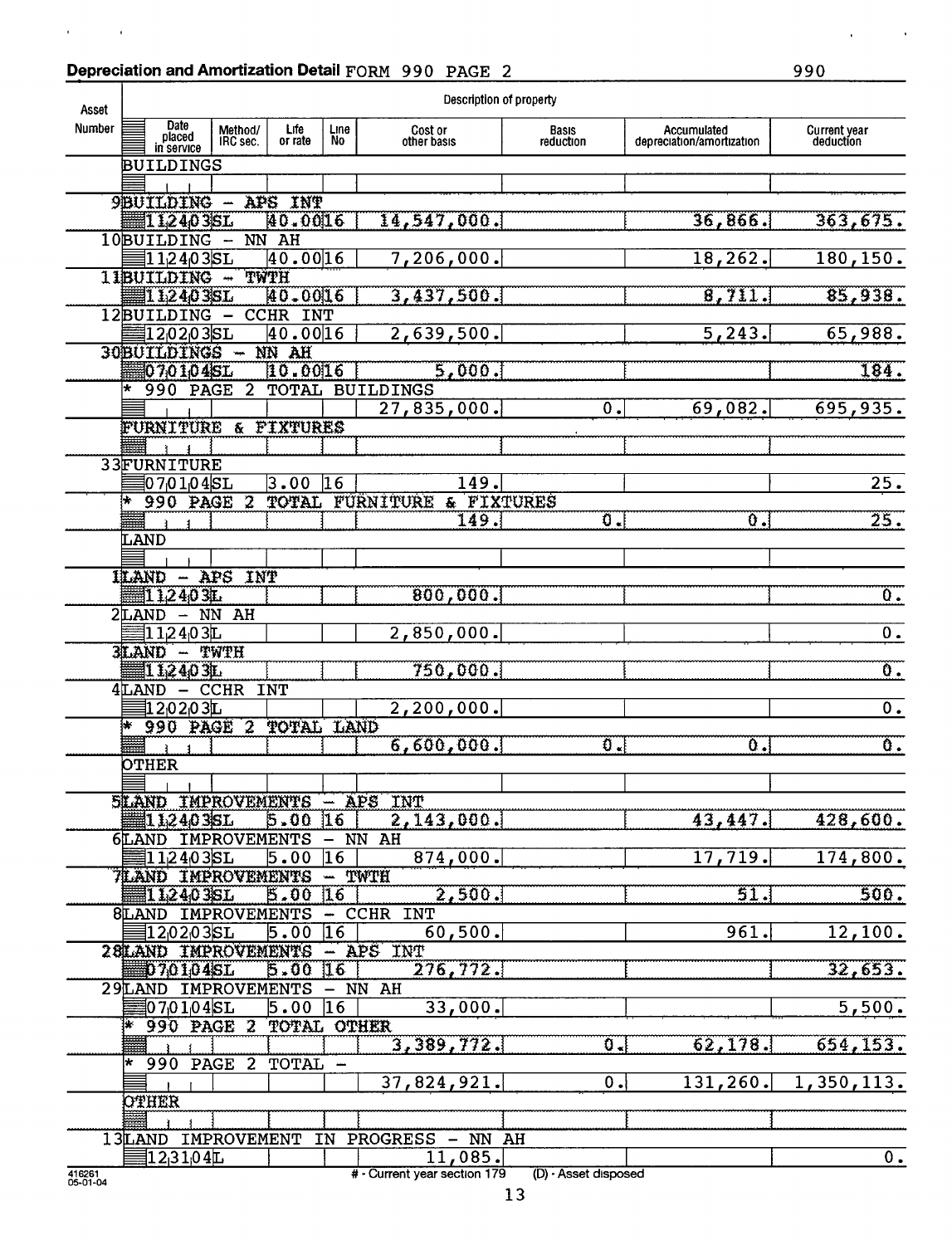## Depreciation and Amortization Detail FORM 990 PAGE 2

990

| Asset Number | Date placed in service | Method/ IRC sec. | Life or rate | Line No | Cost or other basis | Basis reduction | Accumulated depreciation/amortization | Current year deduction |
|---|---|---|---|---|---|---|---|---|
| | BUILDINGS | | | | | | | |
| 9 | BUILDING - APS INT | | | | | | | |
| | 112403 | SL | 40.00 | 16 | 14,547,000. | | 36,866. | 363,675. |
| 10 | BUILDING - NN AH | | | | | | | |
| | 112403 | SL | 40.00 | 16 | 7,206,000. | | 18,262. | 180,150. |
| 11 | BUILDING - TWTH | | | | | | | |
| | 112403 | SL | 40.00 | 16 | 3,437,500. | | 8,711. | 85,938. |
| 12 | BUILDING - CCHR INT | | | | | | | |
| | 120203 | SL | 40.00 | 16 | 2,639,500. | | 5,243. | 65,988. |
| 30 | BUILDINGS - NN AH | | | | | | | |
| | 070104 | SL | 10.00 | 16 | 5,000. | | | 184. |
| | * 990 PAGE 2 TOTAL BUILDINGS | | | | | | | |
| | | | | | 27,835,000. | 0. | 69,082. | 695,935. |
| | FURNITURE & FIXTURES | | | | | | | |
| 33 | FURNITURE | | | | | | | |
| | 070104 | SL | 3.00 | 16 | 149. | | | 25. |
| | * 990 PAGE 2 TOTAL FURNITURE & FIXTURES | | | | | | | |
| | | | | | 149. | 0. | 0. | 25. |
| | LAND | | | | | | | |
| 1 | LAND - APS INT | | | | | | | |
| | 112403 | L | | | 800,000. | | | 0. |
| 2 | LAND - NN AH | | | | | | | |
| | 112403 | L | | | 2,850,000. | | | 0. |
| 3 | LAND - TWTH | | | | | | | |
| | 112403 | L | | | 750,000. | | | 0. |
| 4 | LAND - CCHR INT | | | | | | | |
| | 120203 | L | | | 2,200,000. | | | 0. |
| | * 990 PAGE 2 TOTAL LAND | | | | | | | |
| | | | | | 6,600,000. | 0. | 0. | 0. |
| | OTHER | | | | | | | |
| 5 | LAND IMPROVEMENTS - APS INT | | | | | | | |
| | 112403 | SL | 5.00 | 16 | 2,143,000. | | 43,447. | 428,600. |
| 6 | LAND IMPROVEMENTS - NN AH | | | | | | | |
| | 112403 | SL | 5.00 | 16 | 874,000. | | 17,719. | 174,800. |
| 7 | LAND IMPROVEMENTS - TWTH | | | | | | | |
| | 112403 | SL | 5.00 | 16 | 2,500. | | 51. | 500. |
| 8 | LAND IMPROVEMENTS - CCHR INT | | | | | | | |
| | 120203 | SL | 5.00 | 16 | 60,500. | | 961. | 12,100. |
| 28 | LAND IMPROVEMENTS - APS INT | | | | | | | |
| | 070104 | SL | 5.00 | 16 | 276,772. | | | 32,653. |
| 29 | LAND IMPROVEMENTS - NN AH | | | | | | | |
| | 070104 | SL | 5.00 | 16 | 33,000. | | | 5,500. |
| | * 990 PAGE 2 TOTAL OTHER | | | | | | | |
| | | | | | 3,389,772. | 0. | 62,178. | 654,153. |
| | * 990 PAGE 2 TOTAL - | | | | | | | |
| | | | | | 37,824,921. | 0. | 131,260. | 1,350,113. |
| | OTHER | | | | | | | |
| 13 | LAND IMPROVEMENT IN PROGRESS - NN AH | | | | | | | |
| | 123104 | L | | | 11,085. | | | 0. |

# - Current year section 179 (D) - Asset disposed

416261 05-01-04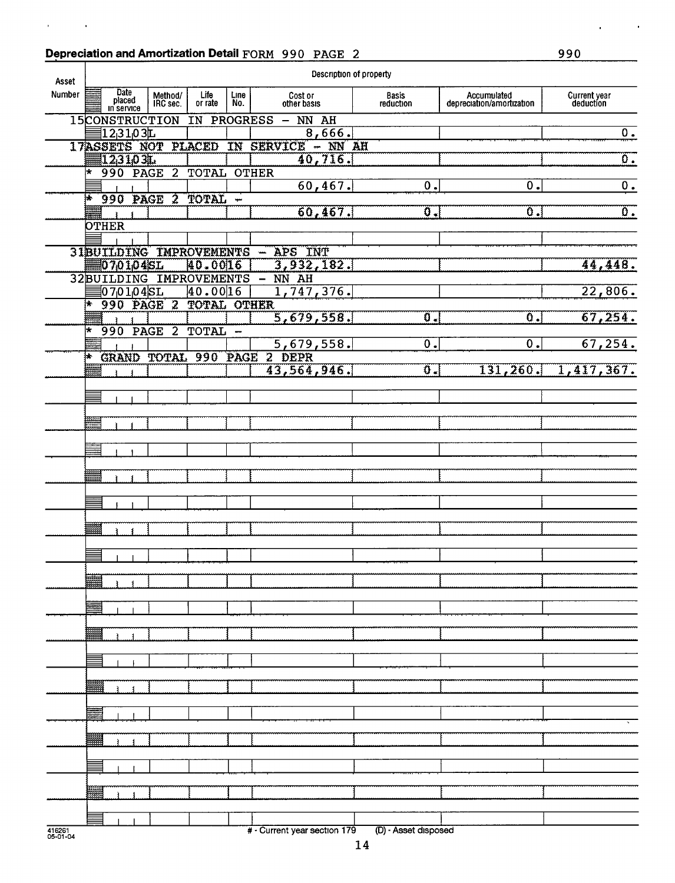## Depreciation and Amortization Detail FORM 990 PAGE 2

990

| Asset Number | Date placed in service | Method/ IRC sec. | Life or rate | Line No. | Cost or other basis | Basis reduction | Accumulated depreciation/amortization | Current year deduction |
|---|---|---|---|---|---|---|---|---|
| 15 | CONSTRUCTION IN PROGRESS - NN AH | | | | | | | |
| | 123103 | L | | | 8,666. | | | 0. |
| 17 | ASSETS NOT PLACED IN SERVICE - NN AH | | | | | | | |
| | 123103 | L | | | 40,716. | | | 0. |
| | * 990 PAGE 2 TOTAL OTHER | | | | | | | |
| | | | | | 60,467. | 0. | 0. | 0. |
| | * 990 PAGE 2 TOTAL - | | | | | | | |
| | | | | | 60,467. | 0. | 0. | 0. |
| | OTHER | | | | | | | |
| 31 | BUILDING IMPROVEMENTS - APS INT | | | | | | | |
| | 070104 | SL | 40.00 | 16 | 3,932,182. | | | 44,448. |
| 32 | BUILDING IMPROVEMENTS - NN AH | | | | | | | |
| | 070104 | SL | 40.00 | 16 | 1,747,376. | | | 22,806. |
| | * 990 PAGE 2 TOTAL OTHER | | | | | | | |
| | | | | | 5,679,558. | 0. | 0. | 67,254. |
| | * 990 PAGE 2 TOTAL - | | | | | | | |
| | | | | | 5,679,558. | 0. | 0. | 67,254. |
| | * GRAND TOTAL 990 PAGE 2 DEPR | | | | | | | |
| | | | | | 43,564,946. | 0. | 131,260. | 1,417,367. |

416261 05-01-04

# - Current year section 179 (D) - Asset disposed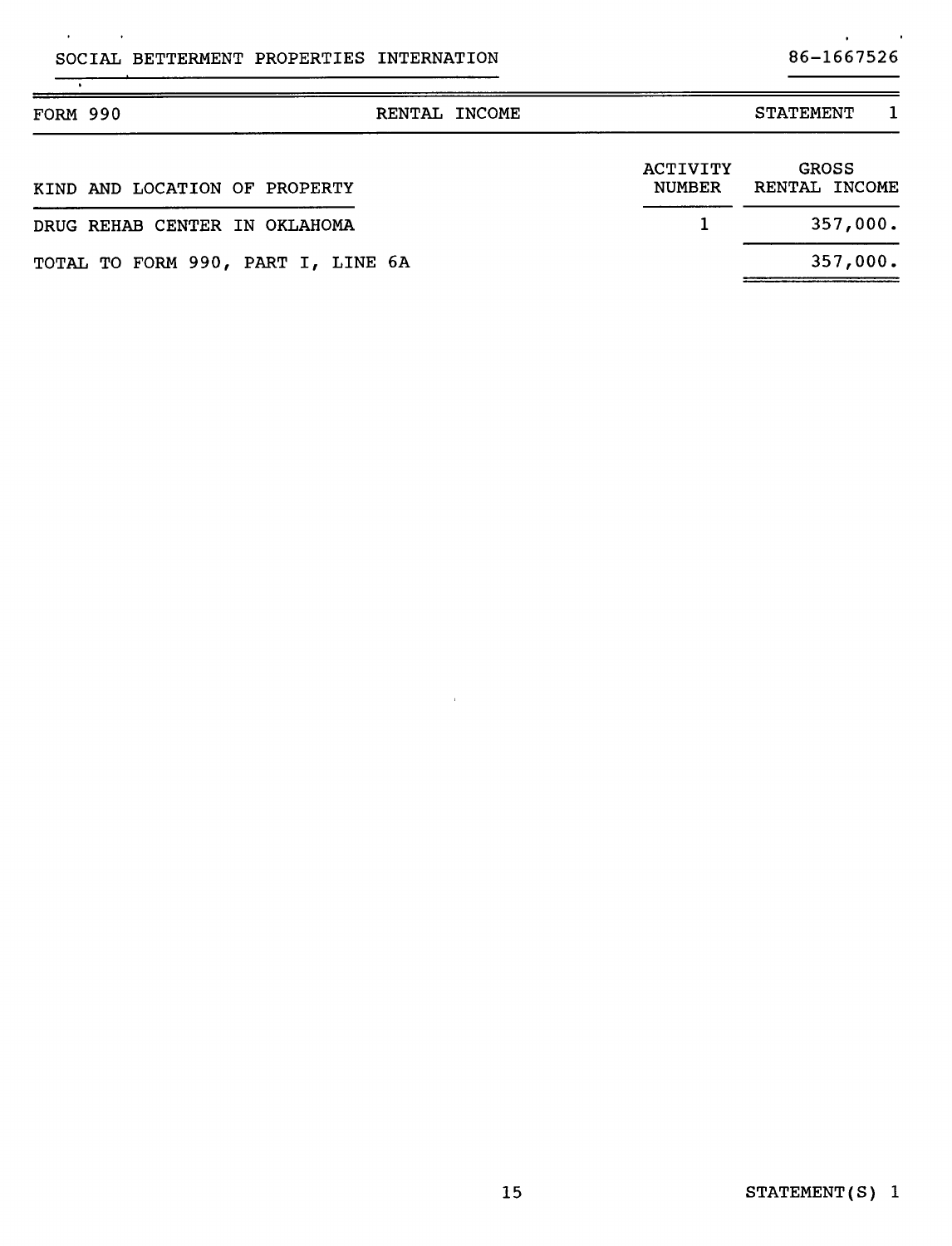SOCIAL BETTERMENT PROPERTIES INTERNATION    86-1667526

| FORM 990 | RENTAL INCOME | STATEMENT 1 |
|---|---|---|

| KIND AND LOCATION OF PROPERTY | ACTIVITY NUMBER | GROSS RENTAL INCOME |
|---|---|---|
| DRUG REHAB CENTER IN OKLAHOMA | 1 | 357,000. |
| TOTAL TO FORM 990, PART I, LINE 6A | | 357,000. |

STATEMENT(S) 1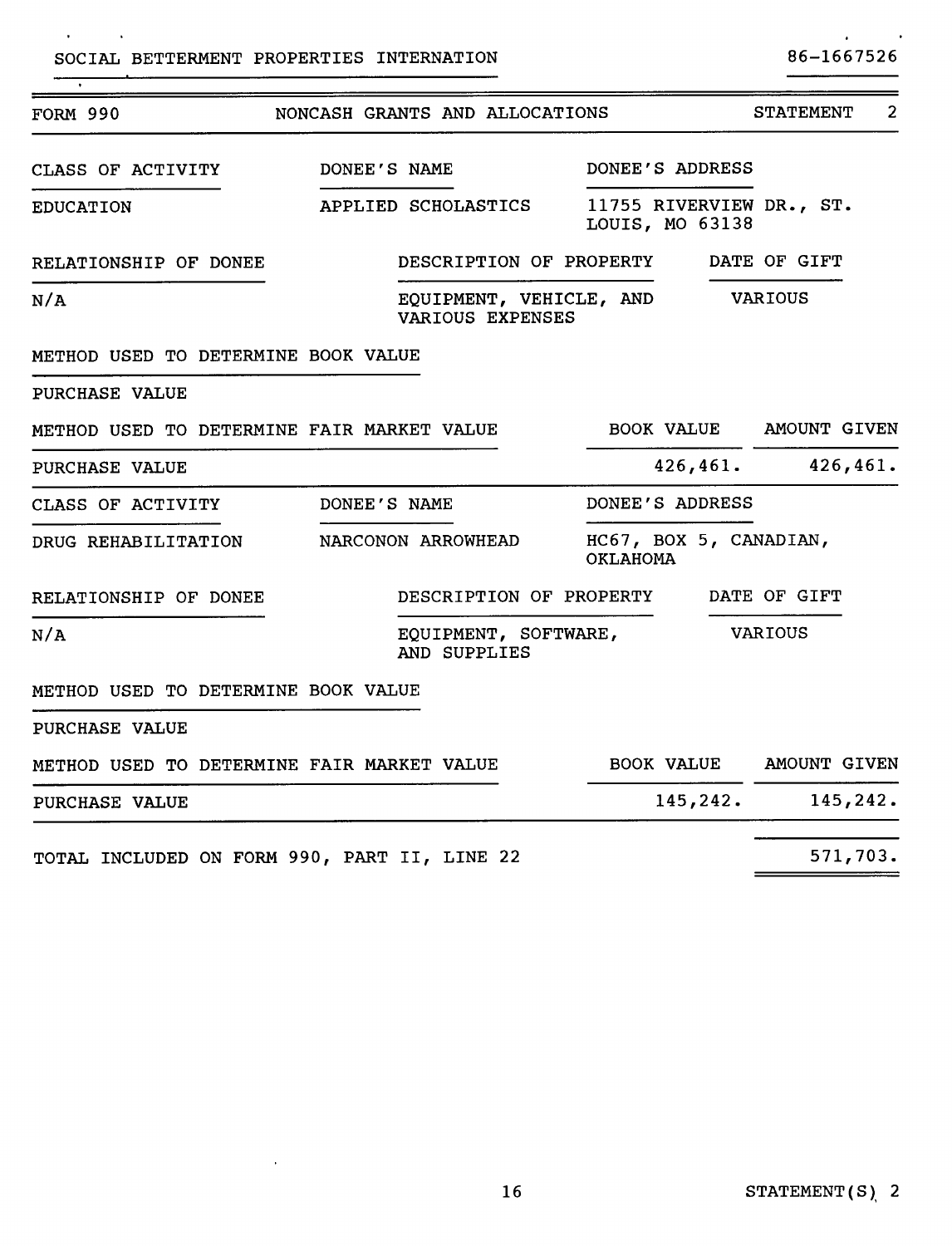SOCIAL BETTERMENT PROPERTIES INTERNATION 86-1667526

FORM 990 NONCASH GRANTS AND ALLOCATIONS STATEMENT 2

| CLASS OF ACTIVITY | DONEE'S NAME | DONEE'S ADDRESS |
|---|---|---|
| EDUCATION | APPLIED SCHOLASTICS | 11755 RIVERVIEW DR., ST. LOUIS, MO 63138 |

| RELATIONSHIP OF DONEE | DESCRIPTION OF PROPERTY | DATE OF GIFT |
|---|---|---|
| N/A | EQUIPMENT, VEHICLE, AND VARIOUS EXPENSES | VARIOUS |

METHOD USED TO DETERMINE BOOK VALUE

PURCHASE VALUE

| METHOD USED TO DETERMINE FAIR MARKET VALUE | BOOK VALUE | AMOUNT GIVEN |
|---|---|---|
| PURCHASE VALUE | 426,461. | 426,461. |

| CLASS OF ACTIVITY | DONEE'S NAME | DONEE'S ADDRESS |
|---|---|---|
| DRUG REHABILITATION | NARCONON ARROWHEAD | HC67, BOX 5, CANADIAN, OKLAHOMA |

| RELATIONSHIP OF DONEE | DESCRIPTION OF PROPERTY | DATE OF GIFT |
|---|---|---|
| N/A | EQUIPMENT, SOFTWARE, AND SUPPLIES | VARIOUS |

METHOD USED TO DETERMINE BOOK VALUE

PURCHASE VALUE

| METHOD USED TO DETERMINE FAIR MARKET VALUE | BOOK VALUE | AMOUNT GIVEN |
|---|---|---|
| PURCHASE VALUE | 145,242. | 145,242. |

| TOTAL INCLUDED ON FORM 990, PART II, LINE 22 | 571,703. |
|---|---|

STATEMENT(S) 2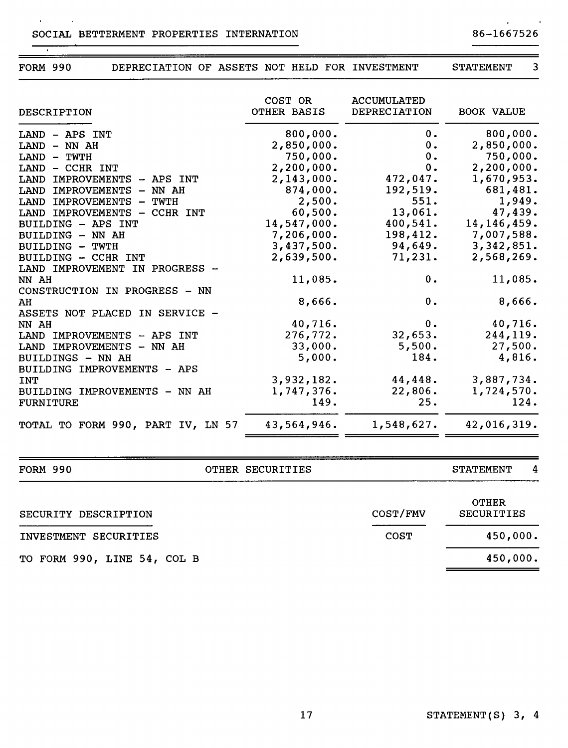SOCIAL BETTERMENT PROPERTIES INTERNATION 86-1667526

## FORM 990 DEPRECIATION OF ASSETS NOT HELD FOR INVESTMENT STATEMENT 3

| DESCRIPTION | COST OR OTHER BASIS | ACCUMULATED DEPRECIATION | BOOK VALUE |
|---|---|---|---|
| LAND - APS INT | 800,000. | 0. | 800,000. |
| LAND - NN AH | 2,850,000. | 0. | 2,850,000. |
| LAND - TWTH | 750,000. | 0. | 750,000. |
| LAND - CCHR INT | 2,200,000. | 0. | 2,200,000. |
| LAND IMPROVEMENTS - APS INT | 2,143,000. | 472,047. | 1,670,953. |
| LAND IMPROVEMENTS - NN AH | 874,000. | 192,519. | 681,481. |
| LAND IMPROVEMENTS - TWTH | 2,500. | 551. | 1,949. |
| LAND IMPROVEMENTS - CCHR INT | 60,500. | 13,061. | 47,439. |
| BUILDING - APS INT | 14,547,000. | 400,541. | 14,146,459. |
| BUILDING - NN AH | 7,206,000. | 198,412. | 7,007,588. |
| BUILDING - TWTH | 3,437,500. | 94,649. | 3,342,851. |
| BUILDING - CCHR INT | 2,639,500. | 71,231. | 2,568,269. |
| LAND IMPROVEMENT IN PROGRESS - NN AH | 11,085. | 0. | 11,085. |
| CONSTRUCTION IN PROGRESS - NN AH | 8,666. | 0. | 8,666. |
| ASSETS NOT PLACED IN SERVICE - NN AH | 40,716. | 0. | 40,716. |
| LAND IMPROVEMENTS - APS INT | 276,772. | 32,653. | 244,119. |
| LAND IMPROVEMENTS - NN AH | 33,000. | 5,500. | 27,500. |
| BUILDINGS - NN AH | 5,000. | 184. | 4,816. |
| BUILDING IMPROVEMENTS - APS INT | 3,932,182. | 44,448. | 3,887,734. |
| BUILDING IMPROVEMENTS - NN AH | 1,747,376. | 22,806. | 1,724,570. |
| FURNITURE | 149. | 25. | 124. |
| TOTAL TO FORM 990, PART IV, LN 57 | 43,564,946. | 1,548,627. | 42,016,319. |

## FORM 990 OTHER SECURITIES STATEMENT 4

| SECURITY DESCRIPTION | COST/FMV | OTHER SECURITIES |
|---|---|---|
| INVESTMENT SECURITIES | COST | 450,000. |
| TO FORM 990, LINE 54, COL B | | 450,000. |

STATEMENT(S) 3, 4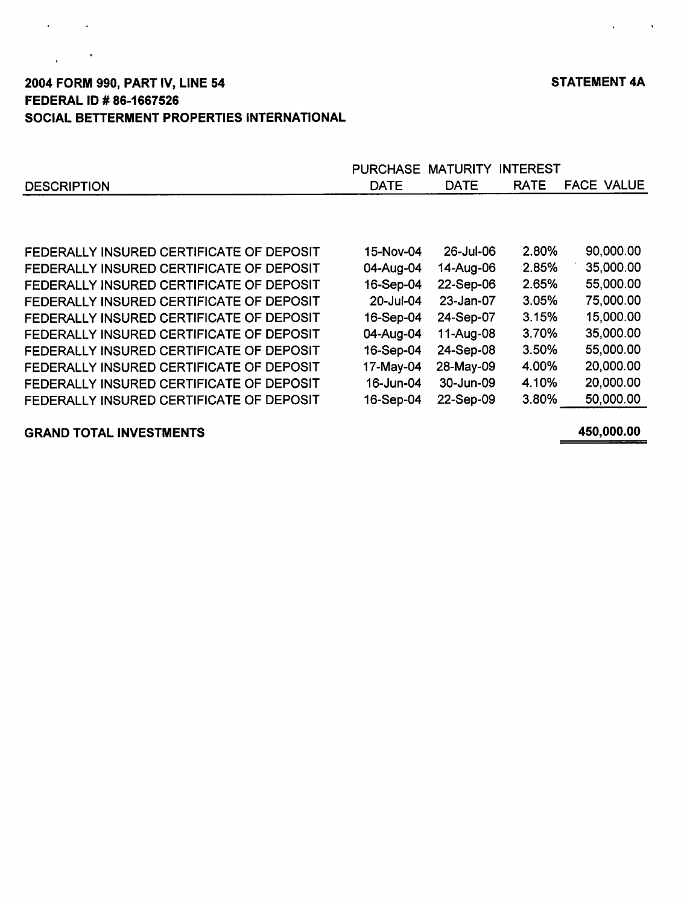**2004 FORM 990, PART IV, LINE 54**
**FEDERAL ID # 86-1667526**
**SOCIAL BETTERMENT PROPERTIES INTERNATIONAL**

**STATEMENT 4A**

| DESCRIPTION | PURCHASE DATE | MATURITY DATE | INTEREST RATE | FACE VALUE |
|---|---|---|---|---|
| FEDERALLY INSURED CERTIFICATE OF DEPOSIT | 15-Nov-04 | 26-Jul-06 | 2.80% | 90,000.00 |
| FEDERALLY INSURED CERTIFICATE OF DEPOSIT | 04-Aug-04 | 14-Aug-06 | 2.85% | 35,000.00 |
| FEDERALLY INSURED CERTIFICATE OF DEPOSIT | 16-Sep-04 | 22-Sep-06 | 2.65% | 55,000.00 |
| FEDERALLY INSURED CERTIFICATE OF DEPOSIT | 20-Jul-04 | 23-Jan-07 | 3.05% | 75,000.00 |
| FEDERALLY INSURED CERTIFICATE OF DEPOSIT | 16-Sep-04 | 24-Sep-07 | 3.15% | 15,000.00 |
| FEDERALLY INSURED CERTIFICATE OF DEPOSIT | 04-Aug-04 | 11-Aug-08 | 3.70% | 35,000.00 |
| FEDERALLY INSURED CERTIFICATE OF DEPOSIT | 16-Sep-04 | 24-Sep-08 | 3.50% | 55,000.00 |
| FEDERALLY INSURED CERTIFICATE OF DEPOSIT | 17-May-04 | 28-May-09 | 4.00% | 20,000.00 |
| FEDERALLY INSURED CERTIFICATE OF DEPOSIT | 16-Jun-04 | 30-Jun-09 | 4.10% | 20,000.00 |
| FEDERALLY INSURED CERTIFICATE OF DEPOSIT | 16-Sep-04 | 22-Sep-09 | 3.80% | 50,000.00 |
| **GRAND TOTAL INVESTMENTS** | | | | **450,000.00** |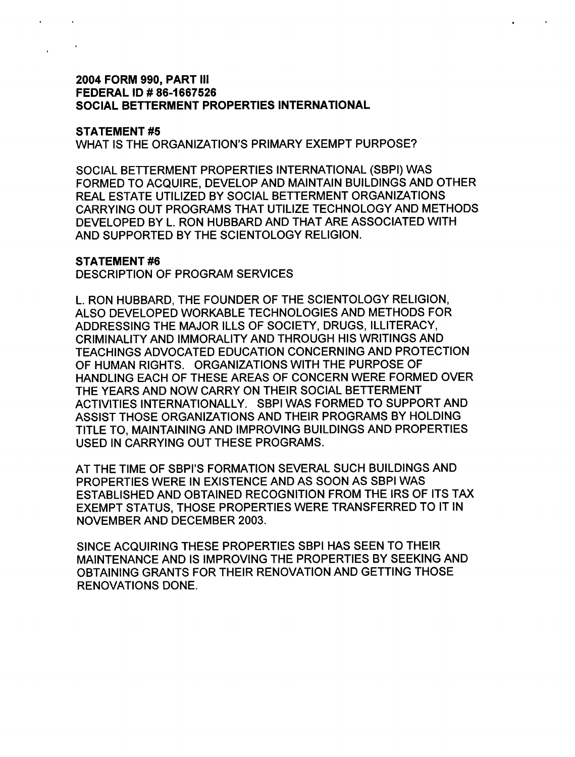**2004 FORM 990, PART III**
**FEDERAL ID # 86-1667526**
**SOCIAL BETTERMENT PROPERTIES INTERNATIONAL**

**STATEMENT #5**
WHAT IS THE ORGANIZATION'S PRIMARY EXEMPT PURPOSE?

SOCIAL BETTERMENT PROPERTIES INTERNATIONAL (SBPI) WAS FORMED TO ACQUIRE, DEVELOP AND MAINTAIN BUILDINGS AND OTHER REAL ESTATE UTILIZED BY SOCIAL BETTERMENT ORGANIZATIONS CARRYING OUT PROGRAMS THAT UTILIZE TECHNOLOGY AND METHODS DEVELOPED BY L. RON HUBBARD AND THAT ARE ASSOCIATED WITH AND SUPPORTED BY THE SCIENTOLOGY RELIGION.

**STATEMENT #6**
DESCRIPTION OF PROGRAM SERVICES

L. RON HUBBARD, THE FOUNDER OF THE SCIENTOLOGY RELIGION, ALSO DEVELOPED WORKABLE TECHNOLOGIES AND METHODS FOR ADDRESSING THE MAJOR ILLS OF SOCIETY, DRUGS, ILLITERACY, CRIMINALITY AND IMMORALITY AND THROUGH HIS WRITINGS AND TEACHINGS ADVOCATED EDUCATION CONCERNING AND PROTECTION OF HUMAN RIGHTS. ORGANIZATIONS WITH THE PURPOSE OF HANDLING EACH OF THESE AREAS OF CONCERN WERE FORMED OVER THE YEARS AND NOW CARRY ON THEIR SOCIAL BETTERMENT ACTIVITIES INTERNATIONALLY. SBPI WAS FORMED TO SUPPORT AND ASSIST THOSE ORGANIZATIONS AND THEIR PROGRAMS BY HOLDING TITLE TO, MAINTAINING AND IMPROVING BUILDINGS AND PROPERTIES USED IN CARRYING OUT THESE PROGRAMS.

AT THE TIME OF SBPI'S FORMATION SEVERAL SUCH BUILDINGS AND PROPERTIES WERE IN EXISTENCE AND AS SOON AS SBPI WAS ESTABLISHED AND OBTAINED RECOGNITION FROM THE IRS OF ITS TAX EXEMPT STATUS, THOSE PROPERTIES WERE TRANSFERRED TO IT IN NOVEMBER AND DECEMBER 2003.

SINCE ACQUIRING THESE PROPERTIES SBPI HAS SEEN TO THEIR MAINTENANCE AND IS IMPROVING THE PROPERTIES BY SEEKING AND OBTAINING GRANTS FOR THEIR RENOVATION AND GETTING THOSE RENOVATIONS DONE.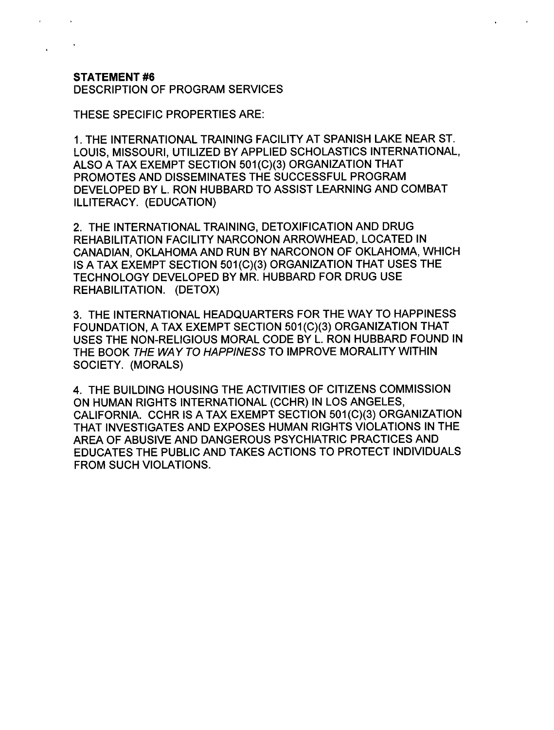**STATEMENT #6**
DESCRIPTION OF PROGRAM SERVICES

THESE SPECIFIC PROPERTIES ARE:

1. THE INTERNATIONAL TRAINING FACILITY AT SPANISH LAKE NEAR ST. LOUIS, MISSOURI, UTILIZED BY APPLIED SCHOLASTICS INTERNATIONAL, ALSO A TAX EXEMPT SECTION 501(C)(3) ORGANIZATION THAT PROMOTES AND DISSEMINATES THE SUCCESSFUL PROGRAM DEVELOPED BY L. RON HUBBARD TO ASSIST LEARNING AND COMBAT ILLITERACY. (EDUCATION)

2. THE INTERNATIONAL TRAINING, DETOXIFICATION AND DRUG REHABILITATION FACILITY NARCONON ARROWHEAD, LOCATED IN CANADIAN, OKLAHOMA AND RUN BY NARCONON OF OKLAHOMA, WHICH IS A TAX EXEMPT SECTION 501(C)(3) ORGANIZATION THAT USES THE TECHNOLOGY DEVELOPED BY MR. HUBBARD FOR DRUG USE REHABILITATION. (DETOX)

3. THE INTERNATIONAL HEADQUARTERS FOR THE WAY TO HAPPINESS FOUNDATION, A TAX EXEMPT SECTION 501(C)(3) ORGANIZATION THAT USES THE NON-RELIGIOUS MORAL CODE BY L. RON HUBBARD FOUND IN THE BOOK *THE WAY TO HAPPINESS* TO IMPROVE MORALITY WITHIN SOCIETY. (MORALS)

4. THE BUILDING HOUSING THE ACTIVITIES OF CITIZENS COMMISSION ON HUMAN RIGHTS INTERNATIONAL (CCHR) IN LOS ANGELES, CALIFORNIA. CCHR IS A TAX EXEMPT SECTION 501(C)(3) ORGANIZATION THAT INVESTIGATES AND EXPOSES HUMAN RIGHTS VIOLATIONS IN THE AREA OF ABUSIVE AND DANGEROUS PSYCHIATRIC PRACTICES AND EDUCATES THE PUBLIC AND TAKES ACTIONS TO PROTECT INDIVIDUALS FROM SUCH VIOLATIONS.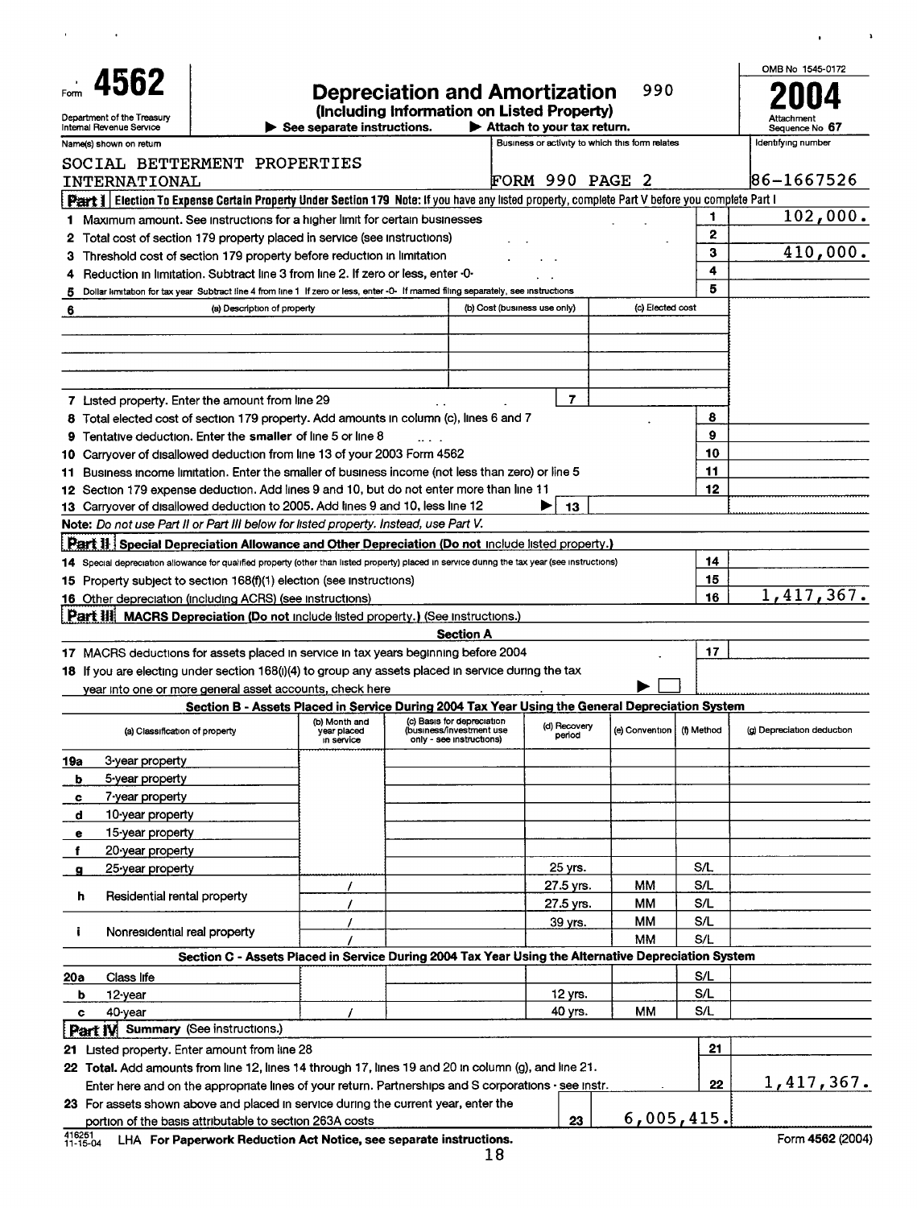# Form 4562 — Depreciation and Amortization (Including Information on Listed Property) — 990

Department of the Treasury
Internal Revenue Service

▶ See separate instructions. ▶ Attach to your tax return.

OMB No 1545-0172

**2004**

Attachment Sequence No **67**

| Name(s) shown on return | Business or activity to which this form relates | Identifying number |
|---|---|---|
| SOCIAL BETTERMENT PROPERTIES INTERNATIONAL | FORM 990 PAGE 2 | 86-1667526 |

## Part I — Election To Expense Certain Property Under Section 179

**Note:** If you have any listed property, complete Part V before you complete Part I

| Line | Description | | Amount |
|---|---|---|---|
| 1 | Maximum amount. See instructions for a higher limit for certain businesses | 1 | 102,000. |
| 2 | Total cost of section 179 property placed in service (see instructions) | 2 | |
| 3 | Threshold cost of section 179 property before reduction in limitation | 3 | 410,000. |
| 4 | Reduction in limitation. Subtract line 3 from line 2. If zero or less, enter -0- | 4 | |
| 5 | Dollar limitation for tax year Subtract line 4 from line 1 If zero or less, enter -0- If married filing separately, see instructions | 5 | |

| 6 | (a) Description of property | (b) Cost (business use only) | (c) Elected cost |
|---|---|---|---|
| | | | |

| Line | Description | | Amount |
|---|---|---|---|
| 7 | Listed property. Enter the amount from line 29 | 7 | |
| 8 | Total elected cost of section 179 property. Add amounts in column (c), lines 6 and 7 | 8 | |
| 9 | Tentative deduction. Enter the **smaller** of line 5 or line 8 | 9 | |
| 10 | Carryover of disallowed deduction from line 13 of your 2003 Form 4562 | 10 | |
| 11 | Business income limitation. Enter the smaller of business income (not less than zero) or line 5 | 11 | |
| 12 | Section 179 expense deduction. Add lines 9 and 10, but do not enter more than line 11 | 12 | |
| 13 | Carryover of disallowed deduction to 2005. Add lines 9 and 10, less line 12 ▶ | 13 | |

**Note:** *Do not use Part II or Part III below for listed property. Instead, use Part V.*

## Part II — Special Depreciation Allowance and Other Depreciation (Do not include listed property.)

| Line | Description | | Amount |
|---|---|---|---|
| 14 | Special depreciation allowance for qualified property (other than listed property) placed in service during the tax year (see instructions) | 14 | |
| 15 | Property subject to section 168(f)(1) election (see instructions) | 15 | |
| 16 | Other depreciation (including ACRS) (see instructions) | 16 | 1,417,367. |

## Part III — MACRS Depreciation (Do not include listed property.) (See instructions.)

### Section A

| Line | Description | | Amount |
|---|---|---|---|
| 17 | MACRS deductions for assets placed in service in tax years beginning before 2004 | 17 | |
| 18 | If you are electing under section 168(i)(4) to group any assets placed in service during the tax year into one or more general asset accounts, check here ▶ ☐ | | |

### Section B - Assets Placed in Service During 2004 Tax Year Using the General Depreciation System

| | (a) Classification of property | (b) Month and year placed in service | (c) Basis for depreciation (business/investment use only - see instructions) | (d) Recovery period | (e) Convention | (f) Method | (g) Depreciation deduction |
|---|---|---|---|---|---|---|---|
| 19a | 3-year property | | | | | | |
| b | 5-year property | | | | | | |
| c | 7-year property | | | | | | |
| d | 10-year property | | | | | | |
| e | 15-year property | | | | | | |
| f | 20-year property | | | | | | |
| g | 25-year property | | | 25 yrs. | | S/L | |
| h | Residential rental property | / | | 27.5 yrs. | MM | S/L | |
| | | / | | 27.5 yrs. | MM | S/L | |
| i | Nonresidential real property | / | | 39 yrs. | MM | S/L | |
| | | / | | | MM | S/L | |

### Section C - Assets Placed in Service During 2004 Tax Year Using the Alternative Depreciation System

| | (a) Classification of property | (b) Month and year placed in service | (c) Basis for depreciation | (d) Recovery period | (e) Convention | (f) Method | (g) Depreciation deduction |
|---|---|---|---|---|---|---|---|
| 20a | Class life | | | | | S/L | |
| b | 12-year | | | 12 yrs. | | S/L | |
| c | 40-year | / | | 40 yrs. | MM | S/L | |

## Part IV — Summary (See instructions.)

| Line | Description | | Amount |
|---|---|---|---|
| 21 | Listed property. Enter amount from line 28 | 21 | |
| 22 | **Total.** Add amounts from line 12, lines 14 through 17, lines 19 and 20 in column (g), and line 21. Enter here and on the appropriate lines of your return. Partnerships and S corporations - see instr. | 22 | 1,417,367. |
| 23 | For assets shown above and placed in service during the current year, enter the portion of the basis attributable to section 263A costs | 23 | 6,005,415. |

416251 11-15-04 LHA For Paperwork Reduction Act Notice, see separate instructions.

Form **4562** (2004)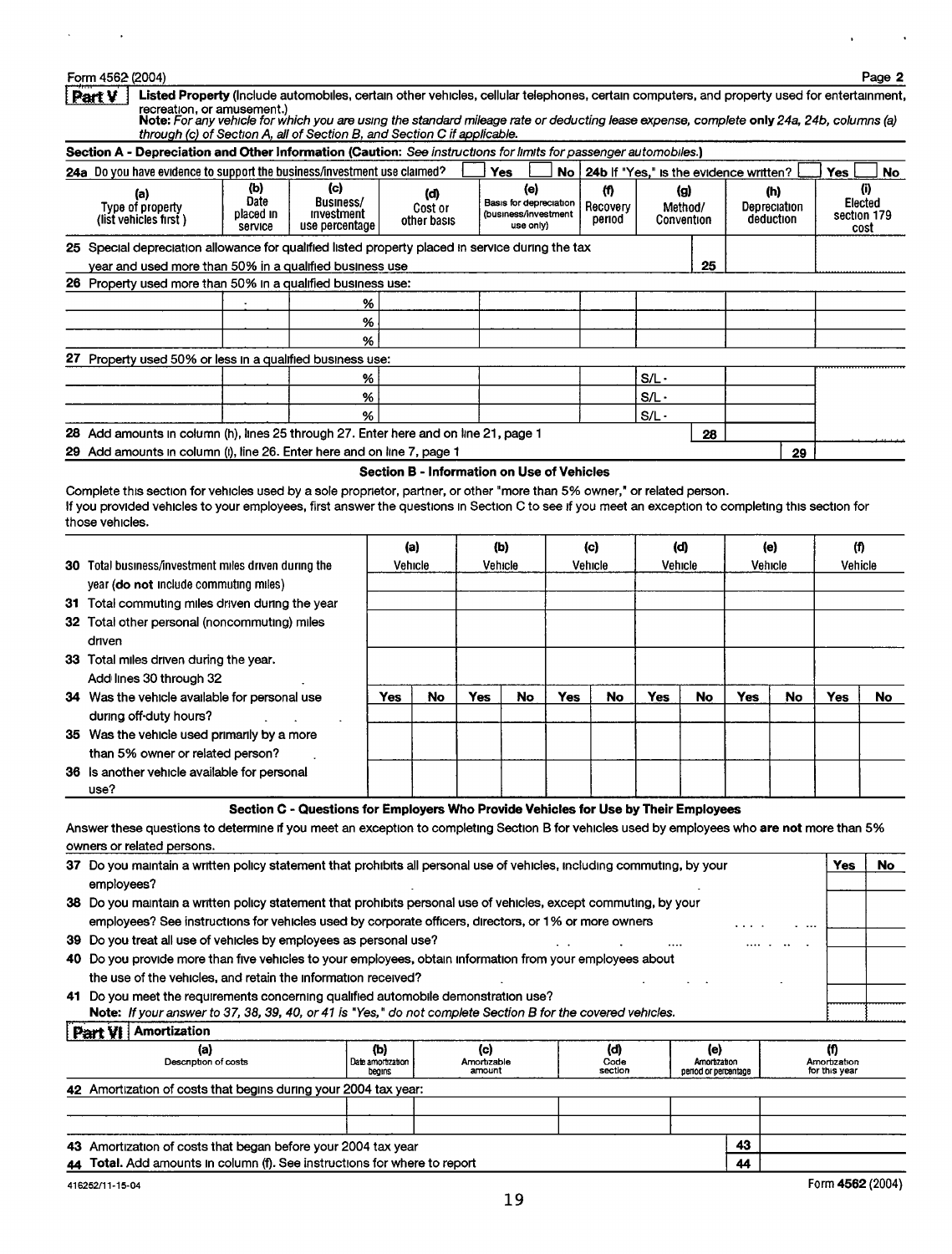Form 4562 (2004)

## Part V Listed Property

**Listed Property** (Include automobiles, certain other vehicles, cellular telephones, certain computers, and property used for entertainment, recreation, or amusement.)

**Note:** *For any vehicle for which you are using the standard mileage rate or deducting lease expense, complete* **only** *24a, 24b, columns (a) through (c) of Section A, all of Section B, and Section C if applicable.*

### Section A - Depreciation and Other Information (Caution: *See instructions for limits for passenger automobiles.*)

**24a** Do you have evidence to support the business/investment use claimed? ☐ Yes ☐ No **24b** If "Yes," is the evidence written? ☐ Yes ☐ No

| (a) Type of property (list vehicles first) | (b) Date placed in service | (c) Business/ investment use percentage | (d) Cost or other basis | (e) Basis for depreciation (business/investment use only) | (f) Recovery period | (g) Method/ Convention | (h) Depreciation deduction | (i) Elected section 179 cost |
|---|---|---|---|---|---|---|---|---|
| **25** Special depreciation allowance for qualified listed property placed in service during the tax year and used more than 50% in a qualified business use | | | | | | 25 | | |
| **26** Property used more than 50% in a qualified business use: | | | | | | | | |
| | | % | | | | | | |
| | | % | | | | | | |
| | | % | | | | | | |
| **27** Property used 50% or less in a qualified business use: | | | | | | | | |
| | | % | | | | S/L - | | |
| | | % | | | | S/L - | | |
| | | % | | | | S/L - | | |
| **28** Add amounts in column (h), lines 25 through 27. Enter here and on line 21, page 1 | | | | | | 28 | | |
| **29** Add amounts in column (i), line 26. Enter here and on line 7, page 1 | | | | | | | 29 | |

### Section B - Information on Use of Vehicles

Complete this section for vehicles used by a sole proprietor, partner, or other "more than 5% owner," or related person.
If you provided vehicles to your employees, first answer the questions in Section C to see if you meet an exception to completing this section for those vehicles.

| | (a) Vehicle | | (b) Vehicle | | (c) Vehicle | | (d) Vehicle | | (e) Vehicle | | (f) Vehicle | |
|---|---|---|---|---|---|---|---|---|---|---|---|---|
| **30** Total business/investment miles driven during the year (**do not** include commuting miles) | | | | | | | | | | | | |
| **31** Total commuting miles driven during the year | | | | | | | | | | | | |
| **32** Total other personal (noncommuting) miles driven | | | | | | | | | | | | |
| **33** Total miles driven during the year. Add lines 30 through 32 | | | | | | | | | | | | |
| | Yes | No | Yes | No | Yes | No | Yes | No | Yes | No | Yes | No |
| **34** Was the vehicle available for personal use during off-duty hours? | | | | | | | | | | | | |
| **35** Was the vehicle used primarily by a more than 5% owner or related person? | | | | | | | | | | | | |
| **36** Is another vehicle available for personal use? | | | | | | | | | | | | |

### Section C - Questions for Employers Who Provide Vehicles for Use by Their Employees

Answer these questions to determine if you meet an exception to completing Section B for vehicles used by employees who are **not** more than 5% owners or related persons.

| | Yes | No |
|---|---|---|
| **37** Do you maintain a written policy statement that prohibits all personal use of vehicles, including commuting, by your employees? | | |
| **38** Do you maintain a written policy statement that prohibits personal use of vehicles, except commuting, by your employees? See instructions for vehicles used by corporate officers, directors, or 1% or more owners | | |
| **39** Do you treat all use of vehicles by employees as personal use? | | |
| **40** Do you provide more than five vehicles to your employees, obtain information from your employees about the use of the vehicles, and retain the information received? | | |
| **41** Do you meet the requirements concerning qualified automobile demonstration use? | | |

**Note:** *If your answer to 37, 38, 39, 40, or 41 is "Yes," do not complete Section B for the covered vehicles.*

## Part VI Amortization

| (a) Description of costs | (b) Date amortization begins | (c) Amortizable amount | (d) Code section | (e) Amortization period or percentage | (f) Amortization for this year |
|---|---|---|---|---|---|
| **42** Amortization of costs that begins during your 2004 tax year: | | | | | |
| | | | | | |
| | | | | | |
| **43** Amortization of costs that began before your 2004 tax year | | | | 43 | |
| **44** **Total.** Add amounts in column (f). See instructions for where to report | | | | 44 | |

416252/11-15-04 Form **4562** (2004)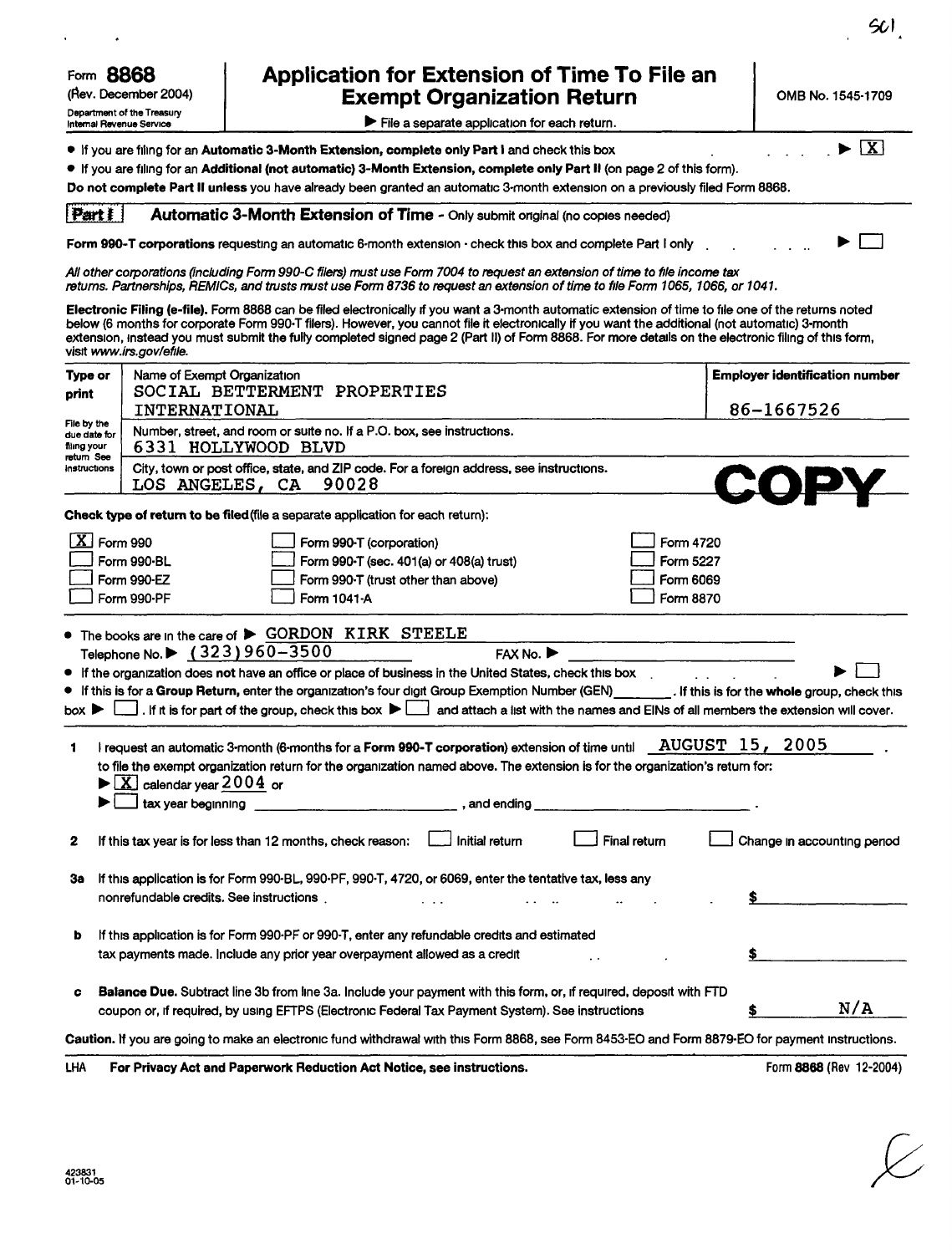501

Form **8868** (Rev. December 2004) Department of the Treasury Internal Revenue Service

# Application for Extension of Time To File an Exempt Organization Return

OMB No. 1545-1709

▶ File a separate application for each return.

- If you are filing for an **Automatic 3-Month Extension, complete only Part I** and check this box ▶ [X]
- If you are filing for an **Additional (not automatic) 3-Month Extension, complete only Part II** (on page 2 of this form).

**Do not complete Part II unless** you have already been granted an automatic 3-month extension on a previously filed Form 8868.

## Part I Automatic 3-Month Extension of Time - Only submit original (no copies needed)

**Form 990-T corporations** requesting an automatic 6-month extension - check this box and complete Part I only ▶ [ ]

*All other corporations (including Form 990-C filers) must use Form 7004 to request an extension of time to file income tax returns. Partnerships, REMICs, and trusts must use Form 8736 to request an extension of time to file Form 1065, 1066, or 1041.*

**Electronic Filing (e-file).** Form 8868 can be filed electronically if you want a 3-month automatic extension of time to file one of the returns noted below (6 months for corporate Form 990-T filers). However, you cannot file it electronically if you want the additional (not automatic) 3-month extension, instead you must submit the fully completed signed page 2 (Part II) of Form 8868. For more details on the electronic filing of this form, visit *www.irs.gov/efile*.

| Type or print | Name of Exempt Organization | Employer identification number |
|---|---|---|
| File by the due date for filing your return See instructions | SOCIAL BETTERMENT PROPERTIES INTERNATIONAL | 86-1667526 |
| | Number, street, and room or suite no. If a P.O. box, see instructions. 6331 HOLLYWOOD BLVD | |
| | City, town or post office, state, and ZIP code. For a foreign address, see instructions. LOS ANGELES, CA 90028 | COPY |

**Check type of return to be filed** (file a separate application for each return):

| | | |
|---|---|---|
| [X] Form 990 | [ ] Form 990-T (corporation) | [ ] Form 4720 |
| [ ] Form 990-BL | [ ] Form 990-T (sec. 401(a) or 408(a) trust) | [ ] Form 5227 |
| [ ] Form 990-EZ | [ ] Form 990-T (trust other than above) | [ ] Form 6069 |
| [ ] Form 990-PF | [ ] Form 1041-A | [ ] Form 8870 |

- The books are in the care of ▶ GORDON KIRK STEELE
  Telephone No. ▶ (323)960-3500 FAX No. ▶
- If the organization does not have an office or place of business in the United States, check this box ▶ [ ]
- If this is for a **Group Return**, enter the organization's four digit Group Exemption Number (GEN) ______. If this is for the **whole** group, check this box ▶ [ ]. If it is for part of the group, check this box ▶ [ ] and attach a list with the names and EINs of all members the extension will cover.

**1** I request an automatic 3-month (6-months for a **Form 990-T corporation**) extension of time until AUGUST 15, 2005 .
to file the exempt organization return for the organization named above. The extension is for the organization's return for:
▶ [X] calendar year 2004 or
▶ [ ] tax year beginning ______________, and ending ______________ .

**2** If this tax year is for less than 12 months, check reason: [ ] Initial return [ ] Final return [ ] Change in accounting period

**3a** If this application is for Form 990-BL, 990-PF, 990-T, 4720, or 6069, enter the tentative tax, less any nonrefundable credits. See instructions . $

**b** If this application is for Form 990-PF or 990-T, enter any refundable credits and estimated tax payments made. Include any prior year overpayment allowed as a credit $

**c** **Balance Due.** Subtract line 3b from line 3a. Include your payment with this form, or, if required, deposit with FTD coupon or, if required, by using EFTPS (Electronic Federal Tax Payment System). See instructions $ N/A

**Caution.** If you are going to make an electronic fund withdrawal with this Form 8868, see Form 8453-EO and Form 8879-EO for payment instructions.

LHA **For Privacy Act and Paperwork Reduction Act Notice, see instructions.** Form **8868** (Rev 12-2004)

423831 01-10-05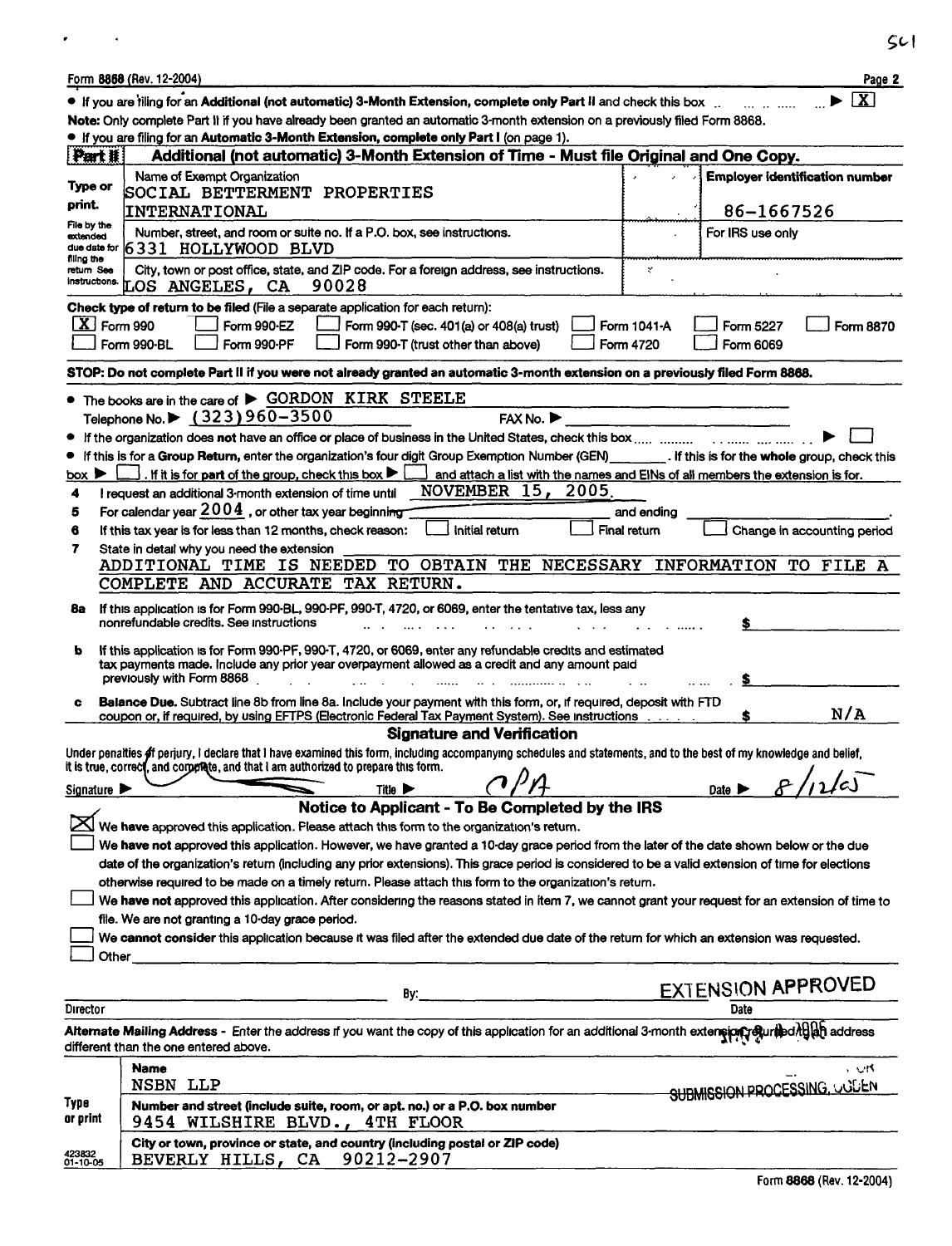Form 8868 (Rev. 12-2004)

- If you are filing for an **Additional (not automatic) 3-Month Extension, complete only Part II** and check this box ▶ [X]

**Note:** Only complete Part II if you have already been granted an automatic 3-month extension on a previously filed Form 8868.

- If you are filing for an **Automatic 3-Month Extension, complete only Part I** (on page 1).

## Part II — Additional (not automatic) 3-Month Extension of Time - Must file Original and One Copy.

| | | |
|---|---|---|
| Type or print. File by the extended due date for filing the return See instructions. | Name of Exempt Organization: SOCIAL BETTERMENT PROPERTIES INTERNATIONAL | Employer identification number: 86-1667526 |
| | Number, street, and room or suite no. If a P.O. box, see instructions. 6331 HOLLYWOOD BLVD | For IRS use only |
| | City, town or post office, state, and ZIP code. For a foreign address, see instructions. LOS ANGELES, CA 90028 | |

**Check type of return to be filed** (File a separate application for each return):

[X] Form 990 [ ] Form 990-EZ [ ] Form 990-T (sec. 401(a) or 408(a) trust) [ ] Form 1041-A [ ] Form 5227 [ ] Form 8870
[ ] Form 990-BL [ ] Form 990-PF [ ] Form 990-T (trust other than above) [ ] Form 4720 [ ] Form 6069

**STOP: Do not complete Part II if you were not already granted an automatic 3-month extension on a previously filed Form 8868.**

- The books are in the care of ▶ GORDON KIRK STEELE
  Telephone No. ▶ (323)960-3500 FAX No. ▶
- If the organization does **not** have an office or place of business in the United States, check this box ▶ [ ]
- If this is for a **Group Return**, enter the organization's four digit Group Exemption Number (GEN) ______. If this is for the **whole** group, check this box ▶ [ ]. If it is for **part** of the group, check this box ▶ [ ] and attach a list with the names and EINs of all members the extension is for.

4 I request an additional 3-month extension of time until NOVEMBER 15, 2005.

5 For calendar year 2004 , or other tax year beginning ______ and ending ______.

6 If this tax year is for less than 12 months, check reason: [ ] Initial return [ ] Final return [ ] Change in accounting period

7 State in detail why you need the extension
ADDITIONAL TIME IS NEEDED TO OBTAIN THE NECESSARY INFORMATION TO FILE A COMPLETE AND ACCURATE TAX RETURN.

8a If this application is for Form 990-BL, 990-PF, 990-T, 4720, or 6069, enter the tentative tax, less any nonrefundable credits. See instructions $

b If this application is for Form 990-PF, 990-T, 4720, or 6069, enter any refundable credits and estimated tax payments made. Include any prior year overpayment allowed as a credit and any amount paid previously with Form 8868 $

c **Balance Due.** Subtract line 8b from line 8a. Include your payment with this form, or, if required, deposit with FTD coupon or, if required, by using EFTPS (Electronic Federal Tax Payment System). See instructions $ N/A

### Signature and Verification

Under penalties of perjury, I declare that I have examined this form, including accompanying schedules and statements, and to the best of my knowledge and belief, it is true, correct, and complete, and that I am authorized to prepare this form.

Signature ▶ Title ▶ CPA Date ▶ 8/12/05

### Notice to Applicant - To Be Completed by the IRS

[X] We **have** approved this application. Please attach this form to the organization's return.

[ ] We **have not** approved this application. However, we have granted a 10-day grace period from the later of the date shown below or the due date of the organization's return (including any prior extensions). This grace period is considered to be a valid extension of time for elections otherwise required to be made on a timely return. Please attach this form to the organization's return.

[ ] We **have not** approved this application. After considering the reasons stated in item 7, we cannot grant your request for an extension of time to file. We are not granting a 10-day grace period.

[ ] We **cannot consider** this application because it was filed after the extended due date of the return for which an extension was requested.

[ ] Other

By: ______ EXTENSION APPROVED

Director Date

**Alternate Mailing Address** - Enter the address if you want the copy of this application for an additional 3-month extension returned to an address different than the one entered above.

SUBMISSION PROCESSING, OGDEN

| | |
|---|---|
| Type or print | Name: NSBN LLP |
| | Number and street (include suite, room, or apt. no.) or a P.O. box number: 9454 WILSHIRE BLVD., 4TH FLOOR |
| | City or town, province or state, and country (including postal or ZIP code): BEVERLY HILLS, CA 90212-2907 |

423832 01-10-05

Form 8868 (Rev. 12-2004)